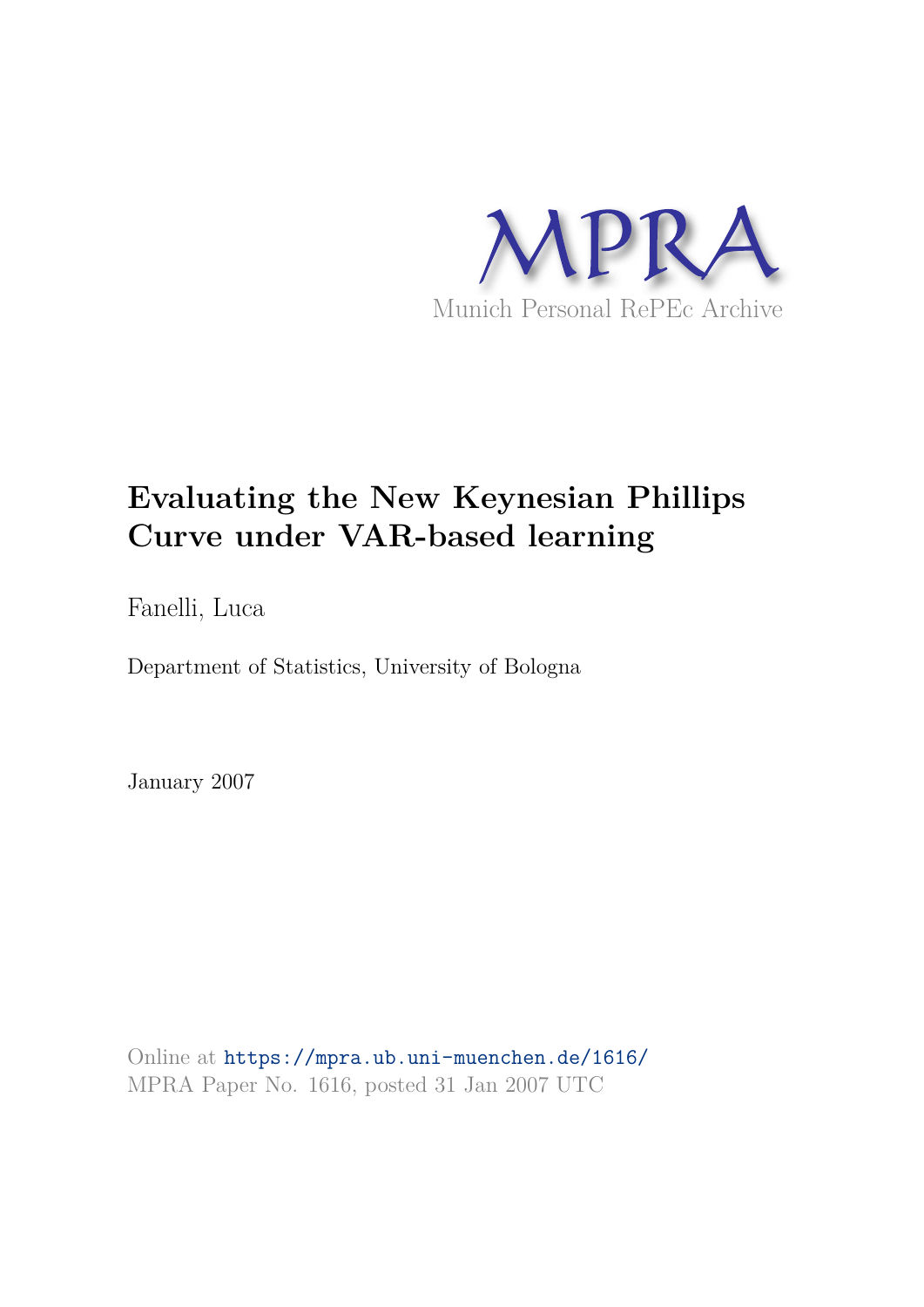MPRA

Munich Personal RePEc Archive

# Evaluating the New Keynesian Phillips Curve under VAR-based learning

Fanelli, Luca

Department of Statistics, University of Bologna

January 2007

Online at https://mpra.ub.uni-muenchen.de/1616/
MPRA Paper No. 1616, posted 31 Jan 2007 UTC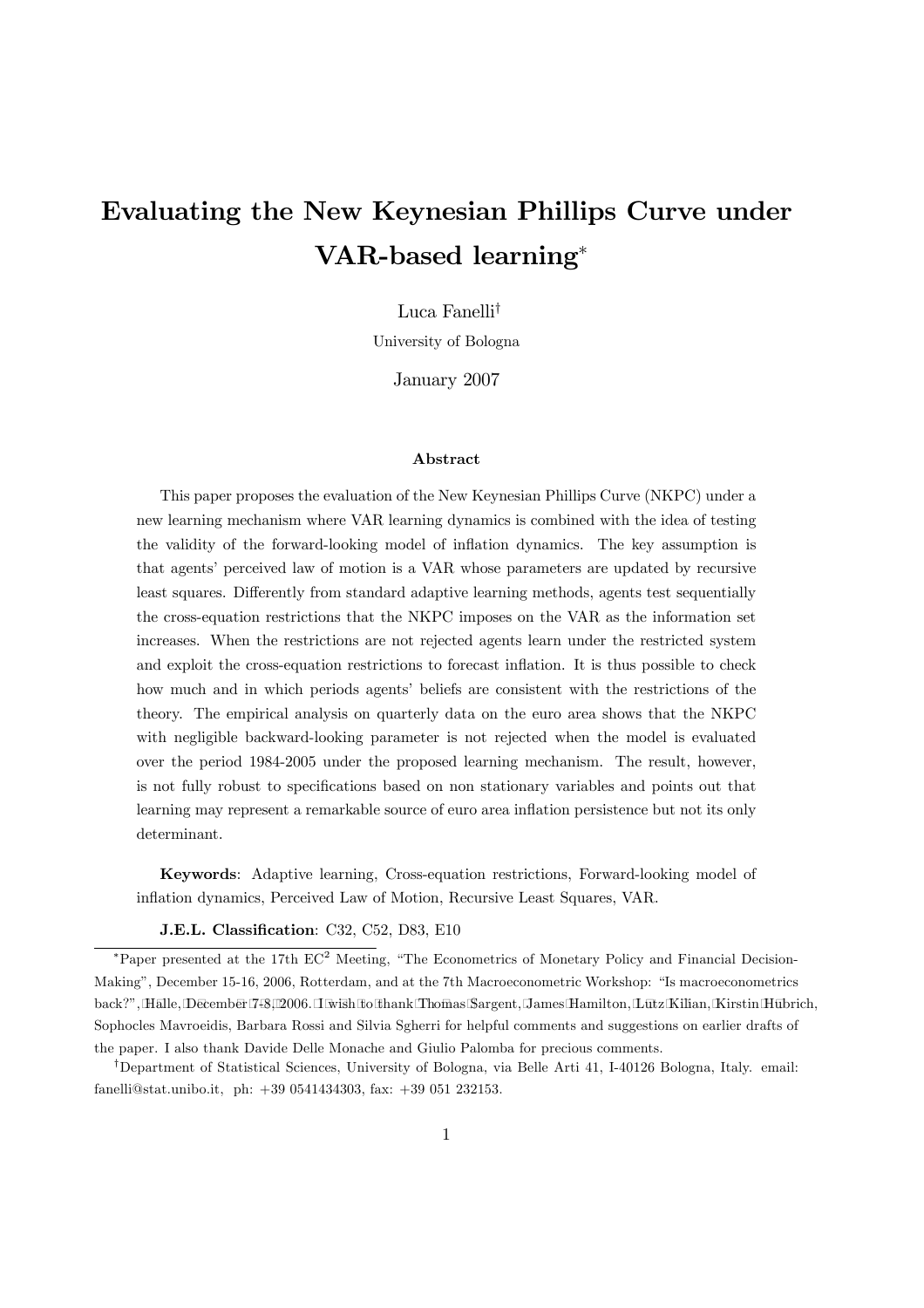# Evaluating the New Keynesian Phillips Curve under VAR-based learning*

Luca Fanelli†

University of Bologna

January 2007

### Abstract

This paper proposes the evaluation of the New Keynesian Phillips Curve (NKPC) under a new learning mechanism where VAR learning dynamics is combined with the idea of testing the validity of the forward-looking model of inflation dynamics. The key assumption is that agents' perceived law of motion is a VAR whose parameters are updated by recursive least squares. Differently from standard adaptive learning methods, agents test sequentially the cross-equation restrictions that the NKPC imposes on the VAR as the information set increases. When the restrictions are not rejected agents learn under the restricted system and exploit the cross-equation restrictions to forecast inflation. It is thus possible to check how much and in which periods agents' beliefs are consistent with the restrictions of the theory. The empirical analysis on quarterly data on the euro area shows that the NKPC with negligible backward-looking parameter is not rejected when the model is evaluated over the period 1984-2005 under the proposed learning mechanism. The result, however, is not fully robust to specifications based on non stationary variables and points out that learning may represent a remarkable source of euro area inflation persistence but not its only determinant.

**Keywords**: Adaptive learning, Cross-equation restrictions, Forward-looking model of inflation dynamics, Perceived Law of Motion, Recursive Least Squares, VAR.

**J.E.L. Classification**: C32, C52, D83, E10

*Paper presented at the 17th EC$^2$ Meeting, "The Econometrics of Monetary Policy and Financial Decision-Making", December 15-16, 2006, Rotterdam, and at the 7th Macroeconometric Workshop: "Is macroeconometrics back?", Halle, December 7-8, 2006. I wish to thank Thomas Sargent, James Hamilton, Lutz Kilian, Kirstin Hubrich, Sophocles Mavroeidis, Barbara Rossi and Silvia Sgherri for helpful comments and suggestions on earlier drafts of the paper. I also thank Davide Delle Monache and Giulio Palomba for precious comments.

†Department of Statistical Sciences, University of Bologna, via Belle Arti 41, I-40126 Bologna, Italy. email: fanelli@stat.unibo.it, ph: +39 0541434303, fax: +39 051 232153.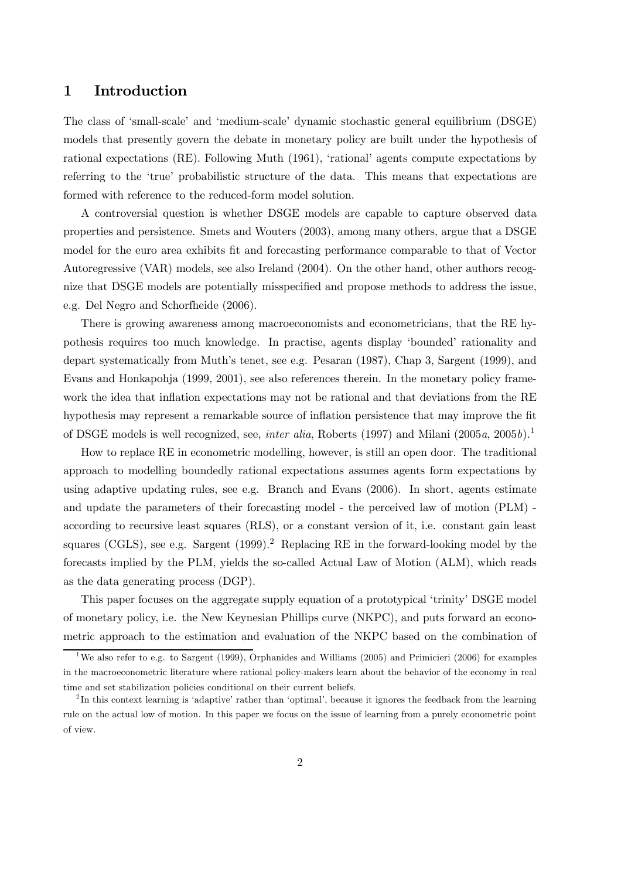# 1 Introduction

The class of 'small-scale' and 'medium-scale' dynamic stochastic general equilibrium (DSGE) models that presently govern the debate in monetary policy are built under the hypothesis of rational expectations (RE). Following Muth (1961), 'rational' agents compute expectations by referring to the 'true' probabilistic structure of the data. This means that expectations are formed with reference to the reduced-form model solution.

A controversial question is whether DSGE models are capable to capture observed data properties and persistence. Smets and Wouters (2003), among many others, argue that a DSGE model for the euro area exhibits fit and forecasting performance comparable to that of Vector Autoregressive (VAR) models, see also Ireland (2004). On the other hand, other authors recognize that DSGE models are potentially misspecified and propose methods to address the issue, e.g. Del Negro and Schorfheide (2006).

There is growing awareness among macroeconomists and econometricians, that the RE hypothesis requires too much knowledge. In practise, agents display 'bounded' rationality and depart systematically from Muth's tenet, see e.g. Pesaran (1987), Chap 3, Sargent (1999), and Evans and Honkapohja (1999, 2001), see also references therein. In the monetary policy framework the idea that inflation expectations may not be rational and that deviations from the RE hypothesis may represent a remarkable source of inflation persistence that may improve the fit of DSGE models is well recognized, see, *inter alia*, Roberts (1997) and Milani (2005*a*, 2005*b*).[1]

How to replace RE in econometric modelling, however, is still an open door. The traditional approach to modelling boundedly rational expectations assumes agents form expectations by using adaptive updating rules, see e.g. Branch and Evans (2006). In short, agents estimate and update the parameters of their forecasting model - the perceived law of motion (PLM) - according to recursive least squares (RLS), or a constant version of it, i.e. constant gain least squares (CGLS), see e.g. Sargent (1999).[2] Replacing RE in the forward-looking model by the forecasts implied by the PLM, yields the so-called Actual Law of Motion (ALM), which reads as the data generating process (DGP).

This paper focuses on the aggregate supply equation of a prototypical 'trinity' DSGE model of monetary policy, i.e. the New Keynesian Phillips curve (NKPC), and puts forward an econometric approach to the estimation and evaluation of the NKPC based on the combination of

[1] We also refer to e.g. to Sargent (1999), Orphanides and Williams (2005) and Primicieri (2006) for examples in the macroeconometric literature where rational policy-makers learn about the behavior of the economy in real time and set stabilization policies conditional on their current beliefs.

[2] In this context learning is 'adaptive' rather than 'optimal', because it ignores the feedback from the learning rule on the actual low of motion. In this paper we focus on the issue of learning from a purely econometric point of view.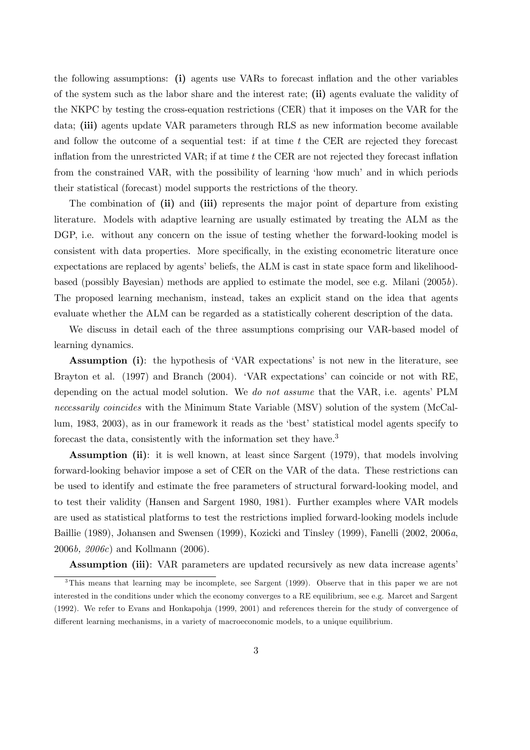the following assumptions: **(i)** agents use VARs to forecast inflation and the other variables of the system such as the labor share and the interest rate; **(ii)** agents evaluate the validity of the NKPC by testing the cross-equation restrictions (CER) that it imposes on the VAR for the data; **(iii)** agents update VAR parameters through RLS as new information become available and follow the outcome of a sequential test: if at time $t$ the CER are rejected they forecast inflation from the unrestricted VAR; if at time $t$ the CER are not rejected they forecast inflation from the constrained VAR, with the possibility of learning 'how much' and in which periods their statistical (forecast) model supports the restrictions of the theory.

The combination of **(ii)** and **(iii)** represents the major point of departure from existing literature. Models with adaptive learning are usually estimated by treating the ALM as the DGP, i.e. without any concern on the issue of testing whether the forward-looking model is consistent with data properties. More specifically, in the existing econometric literature once expectations are replaced by agents' beliefs, the ALM is cast in state space form and likelihood-based (possibly Bayesian) methods are applied to estimate the model, see e.g. Milani (2005*b*). The proposed learning mechanism, instead, takes an explicit stand on the idea that agents evaluate whether the ALM can be regarded as a statistically coherent description of the data.

We discuss in detail each of the three assumptions comprising our VAR-based model of learning dynamics.

**Assumption (i)**: the hypothesis of 'VAR expectations' is not new in the literature, see Brayton et al. (1997) and Branch (2004). 'VAR expectations' can coincide or not with RE, depending on the actual model solution. We *do not assume* that the VAR, i.e. agents' PLM *necessarily coincides* with the Minimum State Variable (MSV) solution of the system (McCallum, 1983, 2003), as in our framework it reads as the 'best' statistical model agents specify to forecast the data, consistently with the information set they have.[3]

**Assumption (ii)**: it is well known, at least since Sargent (1979), that models involving forward-looking behavior impose a set of CER on the VAR of the data. These restrictions can be used to identify and estimate the free parameters of structural forward-looking model, and to test their validity (Hansen and Sargent 1980, 1981). Further examples where VAR models are used as statistical platforms to test the restrictions implied forward-looking models include Baillie (1989), Johansen and Swensen (1999), Kozicki and Tinsley (1999), Fanelli (2002, 2006*a*, 2006*b*, *2006c*) and Kollmann (2006).

**Assumption (iii)**: VAR parameters are updated recursively as new data increase agents'

[3] This means that learning may be incomplete, see Sargent (1999). Observe that in this paper we are not interested in the conditions under which the economy converges to a RE equilibrium, see e.g. Marcet and Sargent (1992). We refer to Evans and Honkapohja (1999, 2001) and references therein for the study of convergence of different learning mechanisms, in a variety of macroeconomic models, to a unique equilibrium.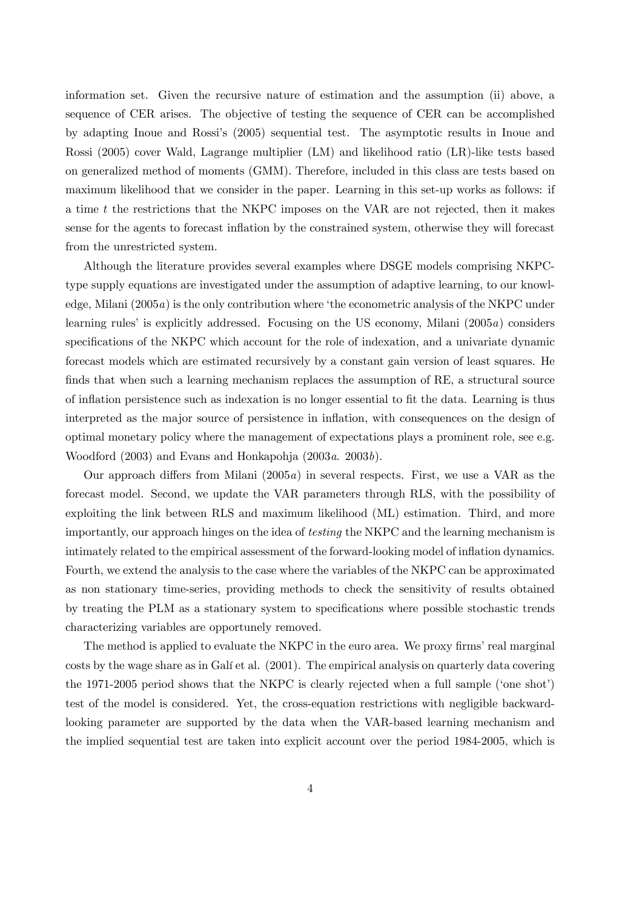information set. Given the recursive nature of estimation and the assumption (ii) above, a sequence of CER arises. The objective of testing the sequence of CER can be accomplished by adapting Inoue and Rossi's (2005) sequential test. The asymptotic results in Inoue and Rossi (2005) cover Wald, Lagrange multiplier (LM) and likelihood ratio (LR)-like tests based on generalized method of moments (GMM). Therefore, included in this class are tests based on maximum likelihood that we consider in the paper. Learning in this set-up works as follows: if a time $t$ the restrictions that the NKPC imposes on the VAR are not rejected, then it makes sense for the agents to forecast inflation by the constrained system, otherwise they will forecast from the unrestricted system.

Although the literature provides several examples where DSGE models comprising NKPC-type supply equations are investigated under the assumption of adaptive learning, to our knowledge, Milani (2005*a*) is the only contribution where 'the econometric analysis of the NKPC under learning rules' is explicitly addressed. Focusing on the US economy, Milani (2005*a*) considers specifications of the NKPC which account for the role of indexation, and a univariate dynamic forecast models which are estimated recursively by a constant gain version of least squares. He finds that when such a learning mechanism replaces the assumption of RE, a structural source of inflation persistence such as indexation is no longer essential to fit the data. Learning is thus interpreted as the major source of persistence in inflation, with consequences on the design of optimal monetary policy where the management of expectations plays a prominent role, see e.g. Woodford (2003) and Evans and Honkapohja (2003*a*. 2003*b*).

Our approach differs from Milani (2005*a*) in several respects. First, we use a VAR as the forecast model. Second, we update the VAR parameters through RLS, with the possibility of exploiting the link between RLS and maximum likelihood (ML) estimation. Third, and more importantly, our approach hinges on the idea of *testing* the NKPC and the learning mechanism is intimately related to the empirical assessment of the forward-looking model of inflation dynamics. Fourth, we extend the analysis to the case where the variables of the NKPC can be approximated as non stationary time-series, providing methods to check the sensitivity of results obtained by treating the PLM as a stationary system to specifications where possible stochastic trends characterizing variables are opportunely removed.

The method is applied to evaluate the NKPC in the euro area. We proxy firms' real marginal costs by the wage share as in Galí et al. (2001). The empirical analysis on quarterly data covering the 1971-2005 period shows that the NKPC is clearly rejected when a full sample ('one shot') test of the model is considered. Yet, the cross-equation restrictions with negligible backward-looking parameter are supported by the data when the VAR-based learning mechanism and the implied sequential test are taken into explicit account over the period 1984-2005, which is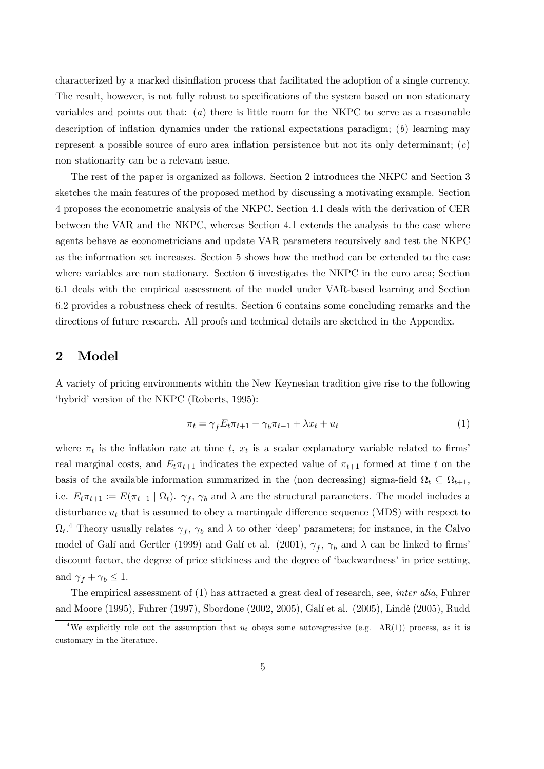characterized by a marked disinflation process that facilitated the adoption of a single currency. The result, however, is not fully robust to specifications of the system based on non stationary variables and points out that: $(a)$ there is little room for the NKPC to serve as a reasonable description of inflation dynamics under the rational expectations paradigm; $(b)$ learning may represent a possible source of euro area inflation persistence but not its only determinant; $(c)$ non stationarity can be a relevant issue.

The rest of the paper is organized as follows. Section 2 introduces the NKPC and Section 3 sketches the main features of the proposed method by discussing a motivating example. Section 4 proposes the econometric analysis of the NKPC. Section 4.1 deals with the derivation of CER between the VAR and the NKPC, whereas Section 4.1 extends the analysis to the case where agents behave as econometricians and update VAR parameters recursively and test the NKPC as the information set increases. Section 5 shows how the method can be extended to the case where variables are non stationary. Section 6 investigates the NKPC in the euro area; Section 6.1 deals with the empirical assessment of the model under VAR-based learning and Section 6.2 provides a robustness check of results. Section 6 contains some concluding remarks and the directions of future research. All proofs and technical details are sketched in the Appendix.

## 2 Model

A variety of pricing environments within the New Keynesian tradition give rise to the following 'hybrid' version of the NKPC (Roberts, 1995):

$$\pi_t = \gamma_f E_t \pi_{t+1} + \gamma_b \pi_{t-1} + \lambda x_t + u_t \tag{1}$$

where $\pi_t$ is the inflation rate at time $t$, $x_t$ is a scalar explanatory variable related to firms' real marginal costs, and $E_t \pi_{t+1}$ indicates the expected value of $\pi_{t+1}$ formed at time $t$ on the basis of the available information summarized in the (non decreasing) sigma-field $\Omega_t \subseteq \Omega_{t+1}$, i.e. $E_t \pi_{t+1} := E(\pi_{t+1} \mid \Omega_t)$. $\gamma_f$, $\gamma_b$ and $\lambda$ are the structural parameters. The model includes a disturbance $u_t$ that is assumed to obey a martingale difference sequence (MDS) with respect to $\Omega_t$.[4] Theory usually relates $\gamma_f$, $\gamma_b$ and $\lambda$ to other 'deep' parameters; for instance, in the Calvo model of Galí and Gertler (1999) and Galí et al. (2001), $\gamma_f$, $\gamma_b$ and $\lambda$ can be linked to firms' discount factor, the degree of price stickiness and the degree of 'backwardness' in price setting, and $\gamma_f + \gamma_b \leq 1$.

The empirical assessment of (1) has attracted a great deal of research, see, *inter alia*, Fuhrer and Moore (1995), Fuhrer (1997), Sbordone (2002, 2005), Galí et al. (2005), Lindé (2005), Rudd

[4] We explicitly rule out the assumption that $u_t$ obeys some autoregressive (e.g. AR(1)) process, as it is customary in the literature.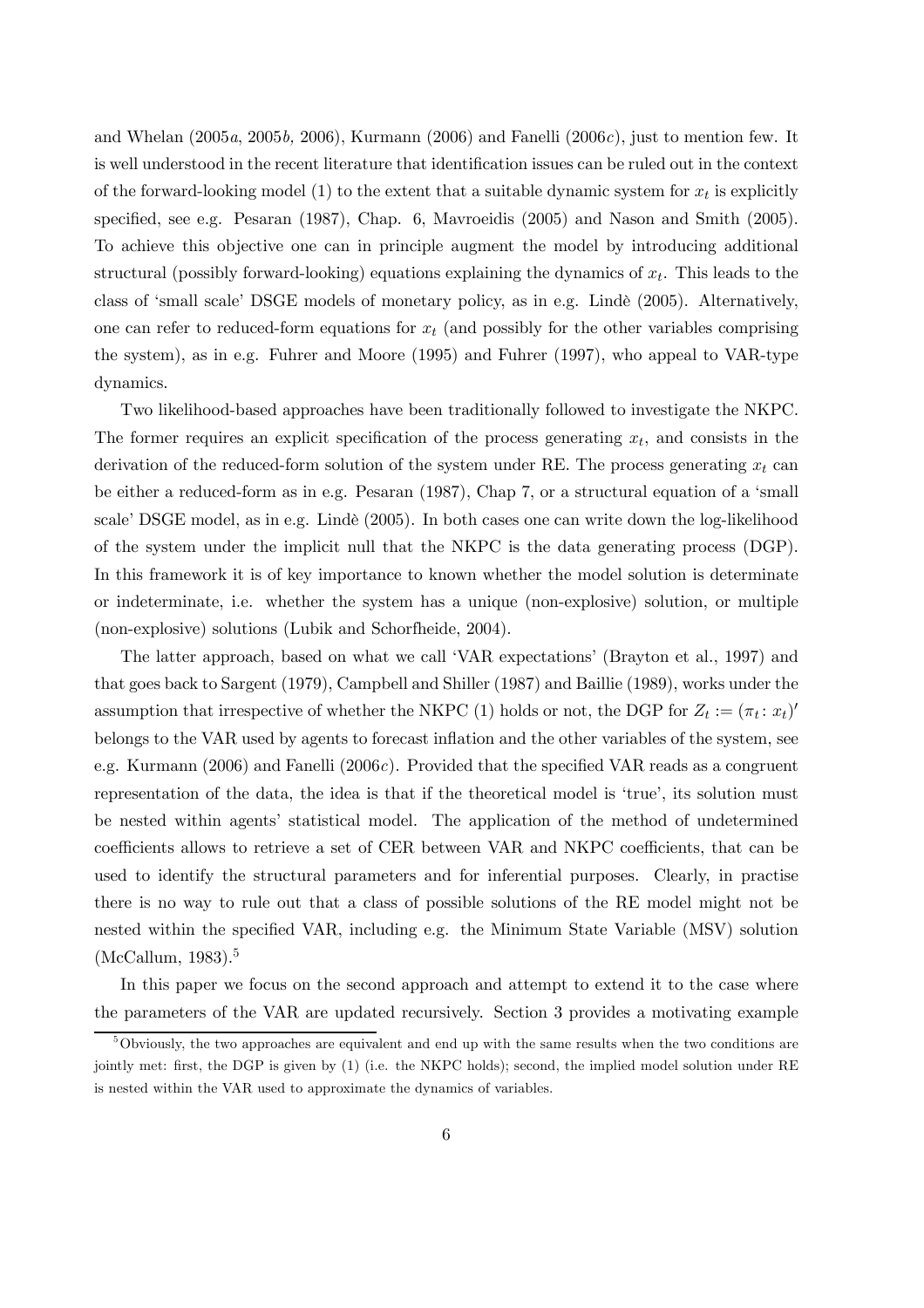and Whelan (2005*a*, 2005*b*, 2006), Kurmann (2006) and Fanelli (2006*c*), just to mention few. It is well understood in the recent literature that identification issues can be ruled out in the context of the forward-looking model (1) to the extent that a suitable dynamic system for $x_t$ is explicitly specified, see e.g. Pesaran (1987), Chap. 6, Mavroeidis (2005) and Nason and Smith (2005). To achieve this objective one can in principle augment the model by introducing additional structural (possibly forward-looking) equations explaining the dynamics of $x_t$. This leads to the class of 'small scale' DSGE models of monetary policy, as in e.g. Lindè (2005). Alternatively, one can refer to reduced-form equations for $x_t$ (and possibly for the other variables comprising the system), as in e.g. Fuhrer and Moore (1995) and Fuhrer (1997), who appeal to VAR-type dynamics.

Two likelihood-based approaches have been traditionally followed to investigate the NKPC. The former requires an explicit specification of the process generating $x_t$, and consists in the derivation of the reduced-form solution of the system under RE. The process generating $x_t$ can be either a reduced-form as in e.g. Pesaran (1987), Chap 7, or a structural equation of a 'small scale' DSGE model, as in e.g. Lindè (2005). In both cases one can write down the log-likelihood of the system under the implicit null that the NKPC is the data generating process (DGP). In this framework it is of key importance to known whether the model solution is determinate or indeterminate, i.e. whether the system has a unique (non-explosive) solution, or multiple (non-explosive) solutions (Lubik and Schorfheide, 2004).

The latter approach, based on what we call 'VAR expectations' (Brayton et al., 1997) and that goes back to Sargent (1979), Campbell and Shiller (1987) and Baillie (1989), works under the assumption that irrespective of whether the NKPC (1) holds or not, the DGP for $Z_t := (\pi_t \vdots x_t)'$ belongs to the VAR used by agents to forecast inflation and the other variables of the system, see e.g. Kurmann (2006) and Fanelli (2006*c*). Provided that the specified VAR reads as a congruent representation of the data, the idea is that if the theoretical model is 'true', its solution must be nested within agents' statistical model. The application of the method of undetermined coefficients allows to retrieve a set of CER between VAR and NKPC coefficients, that can be used to identify the structural parameters and for inferential purposes. Clearly, in practise there is no way to rule out that a class of possible solutions of the RE model might not be nested within the specified VAR, including e.g. the Minimum State Variable (MSV) solution (McCallum, 1983).[5]

In this paper we focus on the second approach and attempt to extend it to the case where the parameters of the VAR are updated recursively. Section 3 provides a motivating example

[5]Obviously, the two approaches are equivalent and end up with the same results when the two conditions are jointly met: first, the DGP is given by (1) (i.e. the NKPC holds); second, the implied model solution under RE is nested within the VAR used to approximate the dynamics of variables.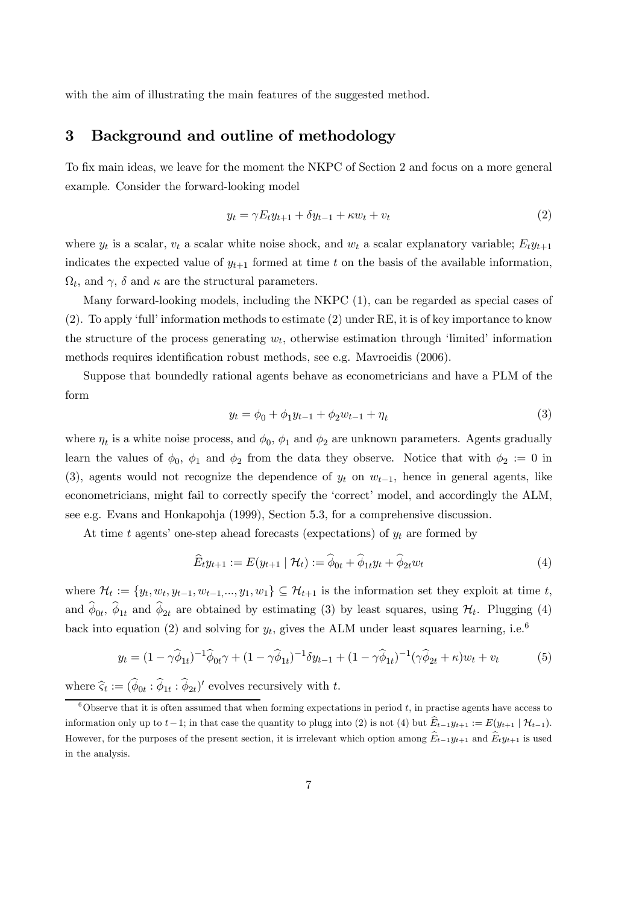with the aim of illustrating the main features of the suggested method.

## 3 Background and outline of methodology

To fix main ideas, we leave for the moment the NKPC of Section 2 and focus on a more general example. Consider the forward-looking model

$$y_t = \gamma E_t y_{t+1} + \delta y_{t-1} + \kappa w_t + v_t \tag{2}$$

where $y_t$ is a scalar, $v_t$ a scalar white noise shock, and $w_t$ a scalar explanatory variable; $E_t y_{t+1}$ indicates the expected value of $y_{t+1}$ formed at time $t$ on the basis of the available information, $\Omega_t$, and $\gamma$, $\delta$ and $\kappa$ are the structural parameters.

Many forward-looking models, including the NKPC (1), can be regarded as special cases of (2). To apply 'full' information methods to estimate (2) under RE, it is of key importance to know the structure of the process generating $w_t$, otherwise estimation through 'limited' information methods requires identification robust methods, see e.g. Mavroeidis (2006).

Suppose that boundedly rational agents behave as econometricians and have a PLM of the form

$$y_t = \phi_0 + \phi_1 y_{t-1} + \phi_2 w_{t-1} + \eta_t \tag{3}$$

where $\eta_t$ is a white noise process, and $\phi_0$, $\phi_1$ and $\phi_2$ are unknown parameters. Agents gradually learn the values of $\phi_0$, $\phi_1$ and $\phi_2$ from the data they observe. Notice that with $\phi_2 := 0$ in (3), agents would not recognize the dependence of $y_t$ on $w_{t-1}$, hence in general agents, like econometricians, might fail to correctly specify the 'correct' model, and accordingly the ALM, see e.g. Evans and Honkapohja (1999), Section 5.3, for a comprehensive discussion.

At time $t$ agents' one-step ahead forecasts (expectations) of $y_t$ are formed by

$$\widehat{E}_t y_{t+1} := E(y_{t+1} \mid \mathcal{H}_t) := \widehat{\phi}_{0t} + \widehat{\phi}_{1t} y_t + \widehat{\phi}_{2t} w_t \tag{4}$$

where $\mathcal{H}_t := \{y_t, w_t, y_{t-1}, w_{t-1}, ..., y_1, w_1\} \subseteq \mathcal{H}_{t+1}$ is the information set they exploit at time $t$, and $\widehat{\phi}_{0t}$, $\widehat{\phi}_{1t}$ and $\widehat{\phi}_{2t}$ are obtained by estimating (3) by least squares, using $\mathcal{H}_t$. Plugging (4) back into equation (2) and solving for $y_t$, gives the ALM under least squares learning, i.e.[6]

$$y_t = (1 - \gamma\widehat{\phi}_{1t})^{-1}\widehat{\phi}_{0t}\gamma + (1 - \gamma\widehat{\phi}_{1t})^{-1}\delta y_{t-1} + (1 - \gamma\widehat{\phi}_{1t})^{-1}(\gamma\widehat{\phi}_{2t} + \kappa)w_t + v_t \tag{5}$$

where $\widehat{\varsigma}_t := (\widehat{\phi}_{0t} : \widehat{\phi}_{1t} : \widehat{\phi}_{2t})'$ evolves recursively with $t$.

[6] Observe that it is often assumed that when forming expectations in period $t$, in practise agents have access to information only up to $t-1$; in that case the quantity to plugg into (2) is not (4) but $\widehat{E}_{t-1} y_{t+1} := E(y_{t+1} \mid \mathcal{H}_{t-1})$. However, for the purposes of the present section, it is irrelevant which option among $\widehat{E}_{t-1} y_{t+1}$ and $\widehat{E}_t y_{t+1}$ is used in the analysis.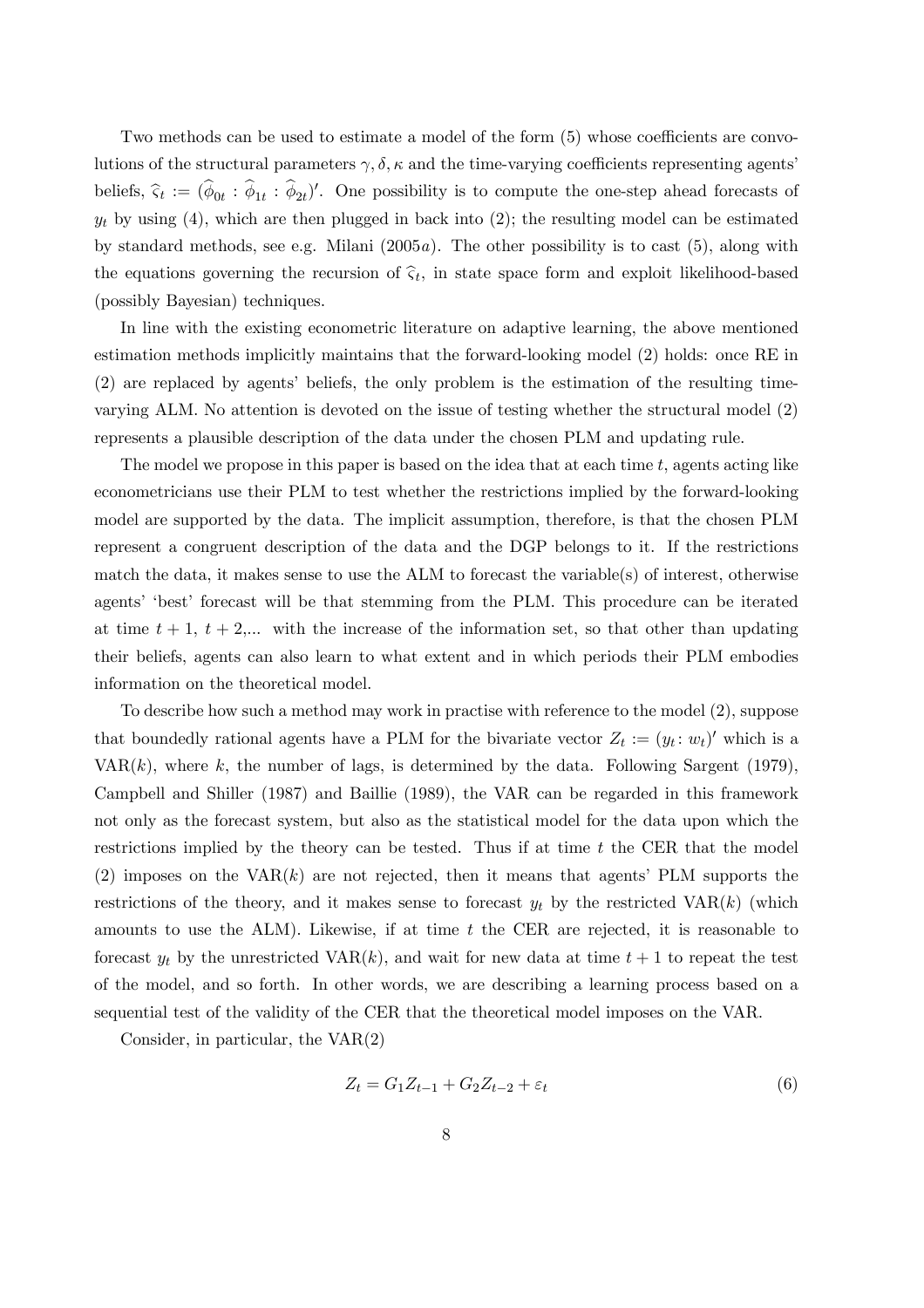Two methods can be used to estimate a model of the form (5) whose coefficients are convolutions of the structural parameters $\gamma, \delta, \kappa$ and the time-varying coefficients representing agents' beliefs, $\widehat{\varsigma}_t := (\widehat{\phi}_{0t} : \widehat{\phi}_{1t} : \widehat{\phi}_{2t})'$. One possibility is to compute the one-step ahead forecasts of $y_t$ by using (4), which are then plugged in back into (2); the resulting model can be estimated by standard methods, see e.g. Milani (2005*a*). The other possibility is to cast (5), along with the equations governing the recursion of $\widehat{\varsigma}_t$, in state space form and exploit likelihood-based (possibly Bayesian) techniques.

In line with the existing econometric literature on adaptive learning, the above mentioned estimation methods implicitly maintains that the forward-looking model (2) holds: once RE in (2) are replaced by agents' beliefs, the only problem is the estimation of the resulting time-varying ALM. No attention is devoted on the issue of testing whether the structural model (2) represents a plausible description of the data under the chosen PLM and updating rule.

The model we propose in this paper is based on the idea that at each time $t$, agents acting like econometricians use their PLM to test whether the restrictions implied by the forward-looking model are supported by the data. The implicit assumption, therefore, is that the chosen PLM represent a congruent description of the data and the DGP belongs to it. If the restrictions match the data, it makes sense to use the ALM to forecast the variable(s) of interest, otherwise agents' 'best' forecast will be that stemming from the PLM. This procedure can be iterated at time $t+1$, $t+2$,... with the increase of the information set, so that other than updating their beliefs, agents can also learn to what extent and in which periods their PLM embodies information on the theoretical model.

To describe how such a method may work in practise with reference to the model (2), suppose that boundedly rational agents have a PLM for the bivariate vector $Z_t := (y_t : w_t)'$ which is a VAR($k$), where $k$, the number of lags, is determined by the data. Following Sargent (1979), Campbell and Shiller (1987) and Baillie (1989), the VAR can be regarded in this framework not only as the forecast system, but also as the statistical model for the data upon which the restrictions implied by the theory can be tested. Thus if at time $t$ the CER that the model (2) imposes on the VAR($k$) are not rejected, then it means that agents' PLM supports the restrictions of the theory, and it makes sense to forecast $y_t$ by the restricted VAR($k$) (which amounts to use the ALM). Likewise, if at time $t$ the CER are rejected, it is reasonable to forecast $y_t$ by the unrestricted VAR($k$), and wait for new data at time $t+1$ to repeat the test of the model, and so forth. In other words, we are describing a learning process based on a sequential test of the validity of the CER that the theoretical model imposes on the VAR.

Consider, in particular, the VAR(2)

$$Z_t = G_1 Z_{t-1} + G_2 Z_{t-2} + \varepsilon_t \tag{6}$$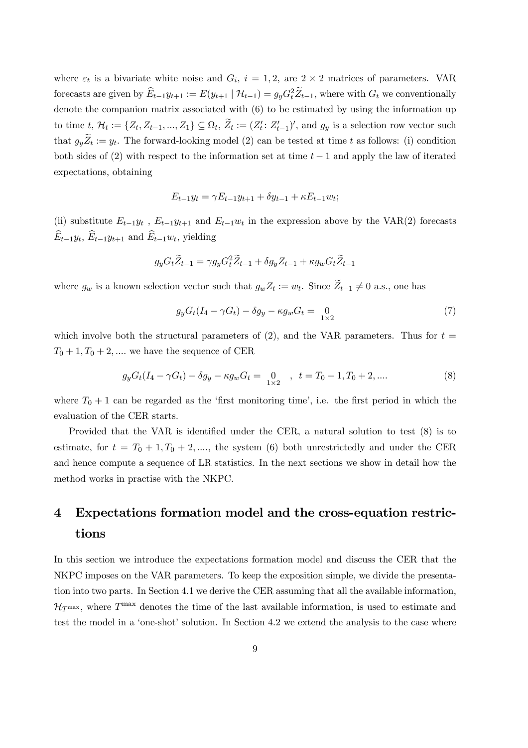where $\varepsilon_t$ is a bivariate white noise and $G_i$, $i = 1, 2$, are $2 \times 2$ matrices of parameters. VAR forecasts are given by $\widehat{E}_{t-1}y_{t+1} := E(y_{t+1} \mid \mathcal{H}_{t-1}) = g_y G_t^2 \widetilde{Z}_{t-1}$, where with $G_t$ we conventionally denote the companion matrix associated with (6) to be estimated by using the information up to time $t$, $\mathcal{H}_t := \{Z_t, Z_{t-1}, ..., Z_1\} \subseteq \Omega_t$, $\widetilde{Z}_t := (Z_t' \vdots\, Z_{t-1}')'$, and $g_y$ is a selection row vector such that $g_y \widetilde{Z}_t := y_t$. The forward-looking model (2) can be tested at time $t$ as follows: (i) condition both sides of (2) with respect to the information set at time $t-1$ and apply the law of iterated expectations, obtaining

$$E_{t-1}y_t = \gamma E_{t-1}y_{t+1} + \delta y_{t-1} + \kappa E_{t-1}w_t;$$

(ii) substitute $E_{t-1}y_t$ , $E_{t-1}y_{t+1}$ and $E_{t-1}w_t$ in the expression above by the VAR(2) forecasts $\widehat{E}_{t-1}y_t$, $\widehat{E}_{t-1}y_{t+1}$ and $\widehat{E}_{t-1}w_t$, yielding

$$g_y G_t \widetilde{Z}_{t-1} = \gamma g_y G_t^2 \widetilde{Z}_{t-1} + \delta g_y Z_{t-1} + \kappa g_w G_t \widetilde{Z}_{t-1}$$

where $g_w$ is a known selection vector such that $g_w Z_t := w_t$. Since $\widetilde{Z}_{t-1} \neq 0$ a.s., one has

$$g_y G_t (I_4 - \gamma G_t) - \delta g_y - \kappa g_w G_t = \underset{1\times 2}{0} \tag{7}$$

which involve both the structural parameters of (2), and the VAR parameters. Thus for $t = T_0 + 1, T_0 + 2, ....$ we have the sequence of CER

$$g_y G_t (I_4 - \gamma G_t) - \delta g_y - \kappa g_w G_t = \underset{1\times 2}{0} \quad , \quad t = T_0 + 1, T_0 + 2, .... \tag{8}$$

where $T_0 + 1$ can be regarded as the 'first monitoring time', i.e. the first period in which the evaluation of the CER starts.

Provided that the VAR is identified under the CER, a natural solution to test (8) is to estimate, for $t = T_0 + 1, T_0 + 2, ....,$ the system (6) both unrestrictedly and under the CER and hence compute a sequence of LR statistics. In the next sections we show in detail how the method works in practise with the NKPC.

# 4 Expectations formation model and the cross-equation restrictions

In this section we introduce the expectations formation model and discuss the CER that the NKPC imposes on the VAR parameters. To keep the exposition simple, we divide the presentation into two parts. In Section 4.1 we derive the CER assuming that all the available information, $\mathcal{H}_{T^{\max}}$, where $T^{\max}$ denotes the time of the last available information, is used to estimate and test the model in a 'one-shot' solution. In Section 4.2 we extend the analysis to the case where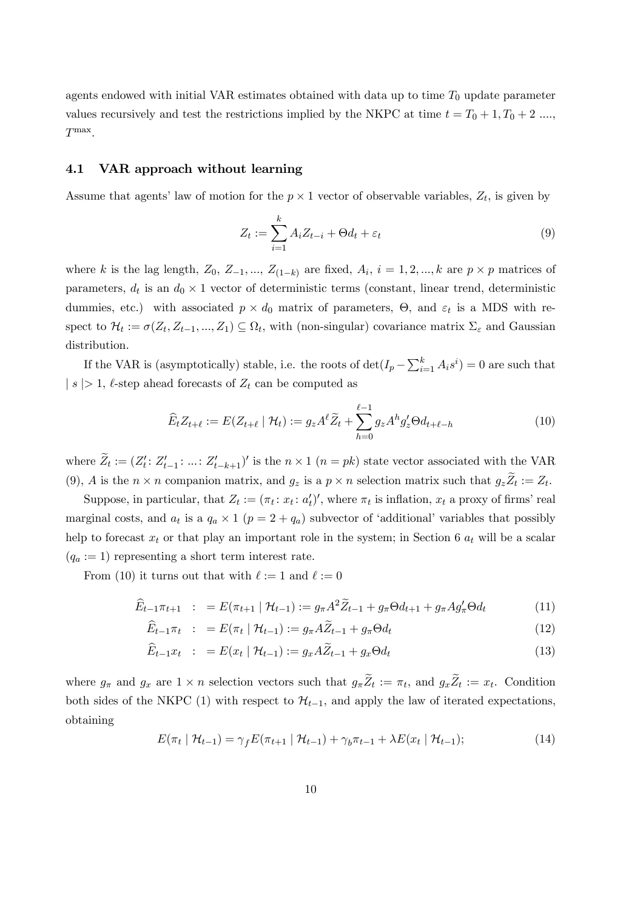agents endowed with initial VAR estimates obtained with data up to time $T_0$ update parameter values recursively and test the restrictions implied by the NKPC at time $t = T_0 + 1, T_0 + 2$ ...., $T^{\max}$.

### 4.1 VAR approach without learning

Assume that agents' law of motion for the $p \times 1$ vector of observable variables, $Z_t$, is given by

$$Z_t := \sum_{i=1}^{k} A_i Z_{t-i} + \Theta d_t + \varepsilon_t \tag{9}$$

where $k$ is the lag length, $Z_0$, $Z_{-1}$, ..., $Z_{(1-k)}$ are fixed, $A_i$, $i = 1, 2, ..., k$ are $p \times p$ matrices of parameters, $d_t$ is an $d_0 \times 1$ vector of deterministic terms (constant, linear trend, deterministic dummies, etc.) with associated $p \times d_0$ matrix of parameters, $\Theta$, and $\varepsilon_t$ is a MDS with respect to $\mathcal{H}_t := \sigma(Z_t, Z_{t-1}, ..., Z_1) \subseteq \Omega_t$, with (non-singular) covariance matrix $\Sigma_\varepsilon$ and Gaussian distribution.

If the VAR is (asymptotically) stable, i.e. the roots of $\det(I_p - \sum_{i=1}^{k} A_i s^i) = 0$ are such that $|\, s \,| > 1$, $\ell$-step ahead forecasts of $Z_t$ can be computed as

$$\widehat{E}_t Z_{t+\ell} := E(Z_{t+\ell} \mid \mathcal{H}_t) := g_z A^\ell \widetilde{Z}_t + \sum_{h=0}^{\ell-1} g_z A^h g_z' \Theta d_{t+\ell-h} \tag{10}$$

where $\widetilde{Z}_t := (Z_t' \vdots\, Z_{t-1}' \vdots\, ... \vdots\, Z_{t-k+1}')'$ is the $n \times 1$ ($n = pk$) state vector associated with the VAR (9), $A$ is the $n \times n$ companion matrix, and $g_z$ is a $p \times n$ selection matrix such that $g_z \widetilde{Z}_t := Z_t$.

Suppose, in particular, that $Z_t := (\pi_t \vdots\, x_t \vdots\, a_t')'$, where $\pi_t$ is inflation, $x_t$ a proxy of firms' real marginal costs, and $a_t$ is a $q_a \times 1$ ($p = 2 + q_a$) subvector of 'additional' variables that possibly help to forecast $x_t$ or that play an important role in the system; in Section 6 $a_t$ will be a scalar ($q_a := 1$) representing a short term interest rate.

From (10) it turns out that with $\ell := 1$ and $\ell := 0$

$$\widehat{E}_{t-1}\pi_{t+1} \;:\; = E(\pi_{t+1} \mid \mathcal{H}_{t-1}) := g_\pi A^2 \widetilde{Z}_{t-1} + g_\pi \Theta d_{t+1} + g_\pi A g_\pi' \Theta d_t \tag{11}$$

$$\widehat{E}_{t-1}\pi_t \;:\; = E(\pi_t \mid \mathcal{H}_{t-1}) := g_\pi A \widetilde{Z}_{t-1} + g_\pi \Theta d_t \tag{12}$$

$$\widehat{E}_{t-1}x_t \;:\; = E(x_t \mid \mathcal{H}_{t-1}) := g_x A \widetilde{Z}_{t-1} + g_x \Theta d_t \tag{13}$$

where $g_\pi$ and $g_x$ are $1 \times n$ selection vectors such that $g_\pi \widetilde{Z}_t := \pi_t$, and $g_x \widetilde{Z}_t := x_t$. Condition both sides of the NKPC (1) with respect to $\mathcal{H}_{t-1}$, and apply the law of iterated expectations, obtaining

$$E(\pi_t \mid \mathcal{H}_{t-1}) = \gamma_f E(\pi_{t+1} \mid \mathcal{H}_{t-1}) + \gamma_b \pi_{t-1} + \lambda E(x_t \mid \mathcal{H}_{t-1}); \tag{14}$$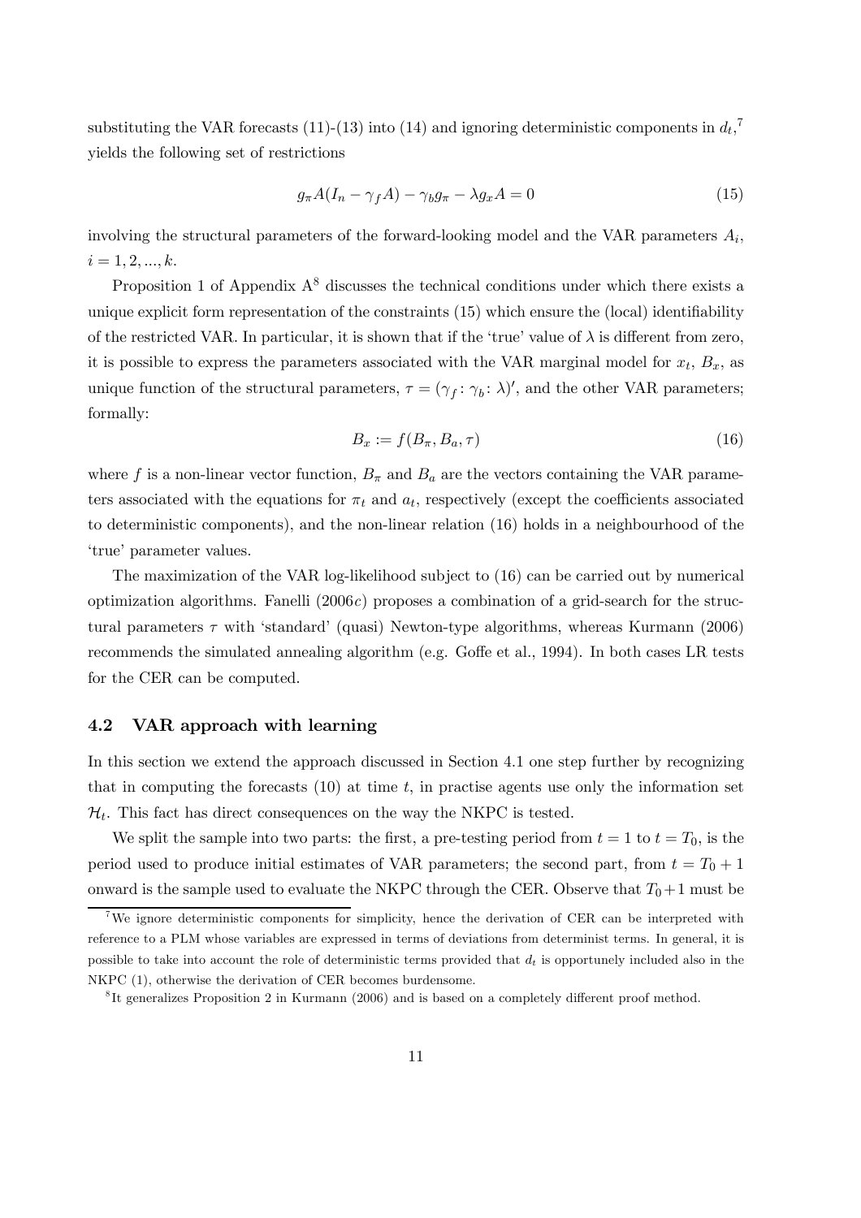substituting the VAR forecasts (11)-(13) into (14) and ignoring deterministic components in $d_t$,[7] yields the following set of restrictions

$$g_\pi A(I_n - \gamma_f A) - \gamma_b g_\pi - \lambda g_x A = 0 \tag{15}$$

involving the structural parameters of the forward-looking model and the VAR parameters $A_i$, $i = 1, 2, ..., k$.

Proposition 1 of Appendix A[8] discusses the technical conditions under which there exists a unique explicit form representation of the constraints (15) which ensure the (local) identifiability of the restricted VAR. In particular, it is shown that if the 'true' value of $\lambda$ is different from zero, it is possible to express the parameters associated with the VAR marginal model for $x_t$, $B_x$, as unique function of the structural parameters, $\tau = (\gamma_f \vdots \gamma_b \vdots \lambda)'$, and the other VAR parameters; formally:

$$B_x := f(B_\pi, B_a, \tau) \tag{16}$$

where $f$ is a non-linear vector function, $B_\pi$ and $B_a$ are the vectors containing the VAR parameters associated with the equations for $\pi_t$ and $a_t$, respectively (except the coefficients associated to deterministic components), and the non-linear relation (16) holds in a neighbourhood of the 'true' parameter values.

The maximization of the VAR log-likelihood subject to (16) can be carried out by numerical optimization algorithms. Fanelli (2006*c*) proposes a combination of a grid-search for the structural parameters $\tau$ with 'standard' (quasi) Newton-type algorithms, whereas Kurmann (2006) recommends the simulated annealing algorithm (e.g. Goffe et al., 1994). In both cases LR tests for the CER can be computed.

### 4.2 VAR approach with learning

In this section we extend the approach discussed in Section 4.1 one step further by recognizing that in computing the forecasts (10) at time $t$, in practise agents use only the information set $\mathcal{H}_t$. This fact has direct consequences on the way the NKPC is tested.

We split the sample into two parts: the first, a pre-testing period from $t = 1$ to $t = T_0$, is the period used to produce initial estimates of VAR parameters; the second part, from $t = T_0 + 1$ onward is the sample used to evaluate the NKPC through the CER. Observe that $T_0 + 1$ must be

[7] We ignore deterministic components for simplicity, hence the derivation of CER can be interpreted with reference to a PLM whose variables are expressed in terms of deviations from determinist terms. In general, it is possible to take into account the role of deterministic terms provided that $d_t$ is opportunely included also in the NKPC (1), otherwise the derivation of CER becomes burdensome.

[8] It generalizes Proposition 2 in Kurmann (2006) and is based on a completely different proof method.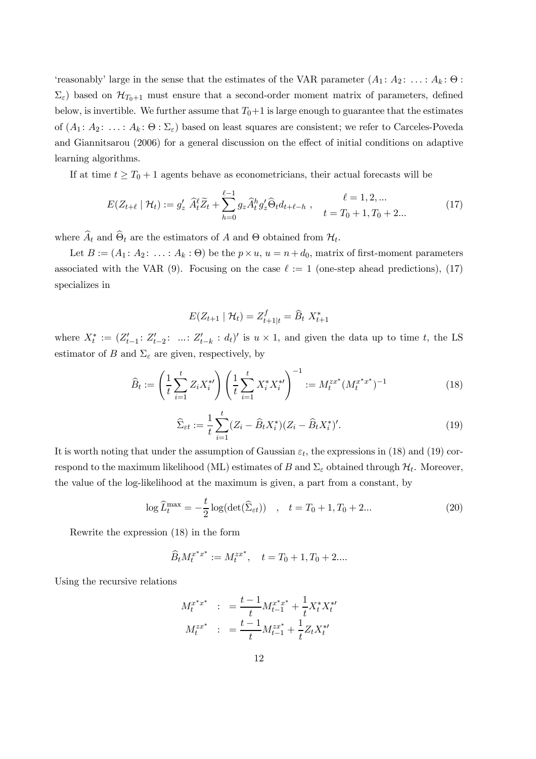'reasonably' large in the sense that the estimates of the VAR parameter $(A_1 \colon A_2 \colon \ldots \colon A_k \colon \Theta : \Sigma_\varepsilon)$ based on $\mathcal{H}_{T_0+1}$ must ensure that a second-order moment matrix of parameters, defined below, is invertible. We further assume that $T_0+1$ is large enough to guarantee that the estimates of $(A_1 \colon A_2 \colon \ldots \colon A_k \colon \Theta : \Sigma_\varepsilon)$ based on least squares are consistent; we refer to Carceles-Poveda and Giannitsarou (2006) for a general discussion on the effect of initial conditions on adaptive learning algorithms.

If at time $t \geq T_0 + 1$ agents behave as econometricians, their actual forecasts will be

$$E(Z_{t+\ell} \mid \mathcal{H}_t) := g_z' \; \widehat{A}_t^\ell \widetilde{Z}_t + \sum_{h=0}^{\ell-1} g_z \widehat{A}_t^h g_z' \widehat{\Theta}_t d_{t+\ell-h} \; , \qquad \begin{matrix} \ell = 1, 2, ... \\ t = T_0+1, T_0+2... \end{matrix} \tag{17}$$

where $\widehat{A}_t$ and $\widehat{\Theta}_t$ are the estimators of $A$ and $\Theta$ obtained from $\mathcal{H}_t$.

Let $B := (A_1 \colon A_2 \colon \ldots \colon A_k \colon \Theta)$ be the $p \times u$, $u = n + d_0$, matrix of first-moment parameters associated with the VAR (9). Focusing on the case $\ell := 1$ (one-step ahead predictions), (17) specializes in

$$E(Z_{t+1} \mid \mathcal{H}_t) = Z_{t+1|t}^f = \widehat{B}_t \; X_{t+1}^*$$

where $X_t^* := (Z_{t-1}' \colon Z_{t-2}' \colon \; ... \colon Z_{t-k}' : d_t)'$ is $u \times 1$, and given the data up to time $t$, the LS estimator of $B$ and $\Sigma_\varepsilon$ are given, respectively, by

$$\widehat{B}_t := \left( \frac{1}{t} \sum_{i=1}^t Z_i X_i^{*\prime} \right) \left( \frac{1}{t} \sum_{i=1}^t X_i^* X_i^{*\prime} \right)^{-1} := M_t^{zx^*} (M_t^{x^*x^*})^{-1} \tag{18}$$

$$\widehat{\Sigma}_{\varepsilon t} := \frac{1}{t} \sum_{i=1}^t (Z_i - \widehat{B}_t X_i^*)(Z_i - \widehat{B}_t X_i^*)'. \tag{19}$$

It is worth noting that under the assumption of Gaussian $\varepsilon_t$, the expressions in (18) and (19) correspond to the maximum likelihood (ML) estimates of $B$ and $\Sigma_\varepsilon$ obtained through $\mathcal{H}_t$. Moreover, the value of the log-likelihood at the maximum is given, a part from a constant, by

$$\log \widehat{L}_t^{\max} = -\frac{t}{2} \log(\det(\widehat{\Sigma}_{\varepsilon t})) \quad , \quad t = T_0+1, T_0+2... \tag{20}$$

Rewrite the expression (18) in the form

$$\widehat{B}_t M_t^{x^*x^*} := M_t^{zx^*}, \quad t = T_0+1, T_0+2....$$

Using the recursive relations

$$\begin{aligned} M_t^{x^*x^*} \quad &: \; = \frac{t-1}{t} M_{t-1}^{x^*x^*} + \frac{1}{t} X_t^* X_t^{*\prime} \\ M_t^{zx^*} \quad &: \; = \frac{t-1}{t} M_{t-1}^{zx^*} + \frac{1}{t} Z_t X_t^{*\prime} \end{aligned}$$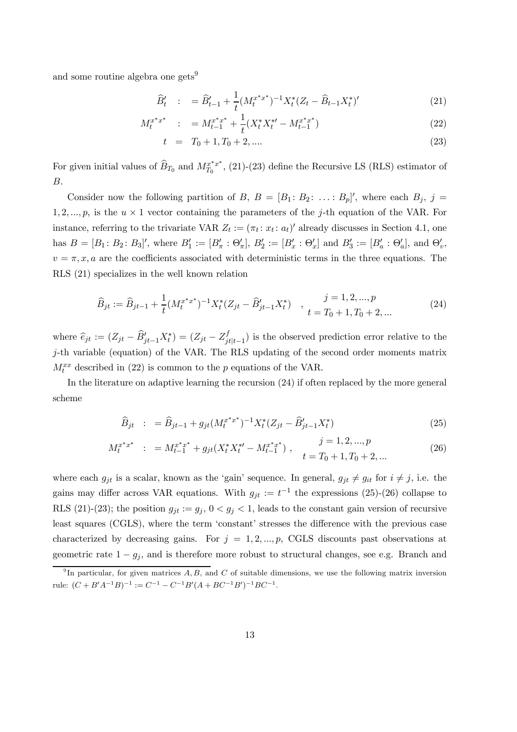and some routine algebra one gets[9]

$$
\begin{aligned}
\widehat{B}_t' \quad &: \; = \widehat{B}_{t-1}' + \frac{1}{t}(M_t^{x^*x^*})^{-1}X_t^*(Z_t - \widehat{B}_{t-1}X_t^*)' && (21)\\
M_t^{x^*x^*} \quad &: \; = M_{t-1}^{x^*x^*} + \frac{1}{t}(X_t^* X_t^{*\prime} - M_{t-1}^{x^*x^*}) && (22)\\
t \; &= \; T_0+1, T_0+2, .... && (23)
\end{aligned}
$$

For given initial values of $\widehat{B}_{T_0}$ and $M_{T_0}^{x^*x^*}$, (21)-(23) define the Recursive LS (RLS) estimator of $B$.

Consider now the following partition of $B$, $B = [B_1 \colon B_2 \colon \ldots \colon B_p]'$, where each $B_j$, $j = 1, 2, ..., p$, is the $u \times 1$ vector containing the parameters of the $j$-th equation of the VAR. For instance, referring to the trivariate VAR $Z_t := (\pi_t \colon x_t \colon a_t)'$ already discusses in Section 4.1, one has $B = [B_1 \colon B_2 \colon B_3]'$, where $B_1' := [B_\pi' : \Theta_\pi']$, $B_2' := [B_x' : \Theta_x']$ and $B_3' := [B_a' : \Theta_a']$, and $\Theta_v'$, $v = \pi, x, a$ are the coefficients associated with deterministic terms in the three equations. The RLS (21) specializes in the well known relation

$$
\widehat{B}_{jt} := \widehat{B}_{jt-1} + \frac{1}{t}(M_t^{x^*x^*})^{-1}X_t^*(Z_{jt} - \widehat{B}_{jt-1}'X_t^*) \quad , \quad \begin{array}{c} j = 1, 2, ..., p \\ t = T_0+1, T_0+2, ... \end{array} \qquad (24)
$$

where $\widehat{e}_{jt} := (Z_{jt} - \widehat{B}_{jt-1}'X_t^*) = (Z_{jt} - Z_{jt|t-1}^f)$ is the observed prediction error relative to the $j$-th variable (equation) of the VAR. The RLS updating of the second order moments matrix $M_t^{xx}$ described in (22) is common to the $p$ equations of the VAR.

In the literature on adaptive learning the recursion (24) if often replaced by the more general scheme

$$
\begin{aligned}
\widehat{B}_{jt} \quad &: \; = \widehat{B}_{jt-1} + g_{jt}(M_t^{x^*x^*})^{-1}X_t^*(Z_{jt} - \widehat{B}_{jt-1}'X_t^*) && (25)\\
M_t^{x^*x^*} \quad &: \; = M_{t-1}^{x^*x^*} + g_{jt}(X_t^* X_t^{*\prime} - M_{t-1}^{x^*x^*}) \; , \quad \begin{array}{c} j = 1, 2, ..., p \\ t = T_0+1, T_0+2, ... \end{array} && (26)
\end{aligned}
$$

where each $g_{jt}$ is a scalar, known as the 'gain' sequence. In general, $g_{jt} \neq g_{it}$ for $i \neq j$, i.e. the gains may differ across VAR equations. With $g_{jt} := t^{-1}$ the expressions (25)-(26) collapse to RLS (21)-(23); the position $g_{jt} := g_j$, $0 < g_j < 1$, leads to the constant gain version of recursive least squares (CGLS), where the term 'constant' stresses the difference with the previous case characterized by decreasing gains. For $j = 1, 2, ..., p$, CGLS discounts past observations at geometric rate $1 - g_j$, and is therefore more robust to structural changes, see e.g. Branch and

[9] In particular, for given matrices $A, B$, and $C$ of suitable dimensions, we use the following matrix inversion rule: $(C + B'A^{-1}B)^{-1} := C^{-1} - C^{-1}B'(A + BC^{-1}B')^{-1}BC^{-1}$.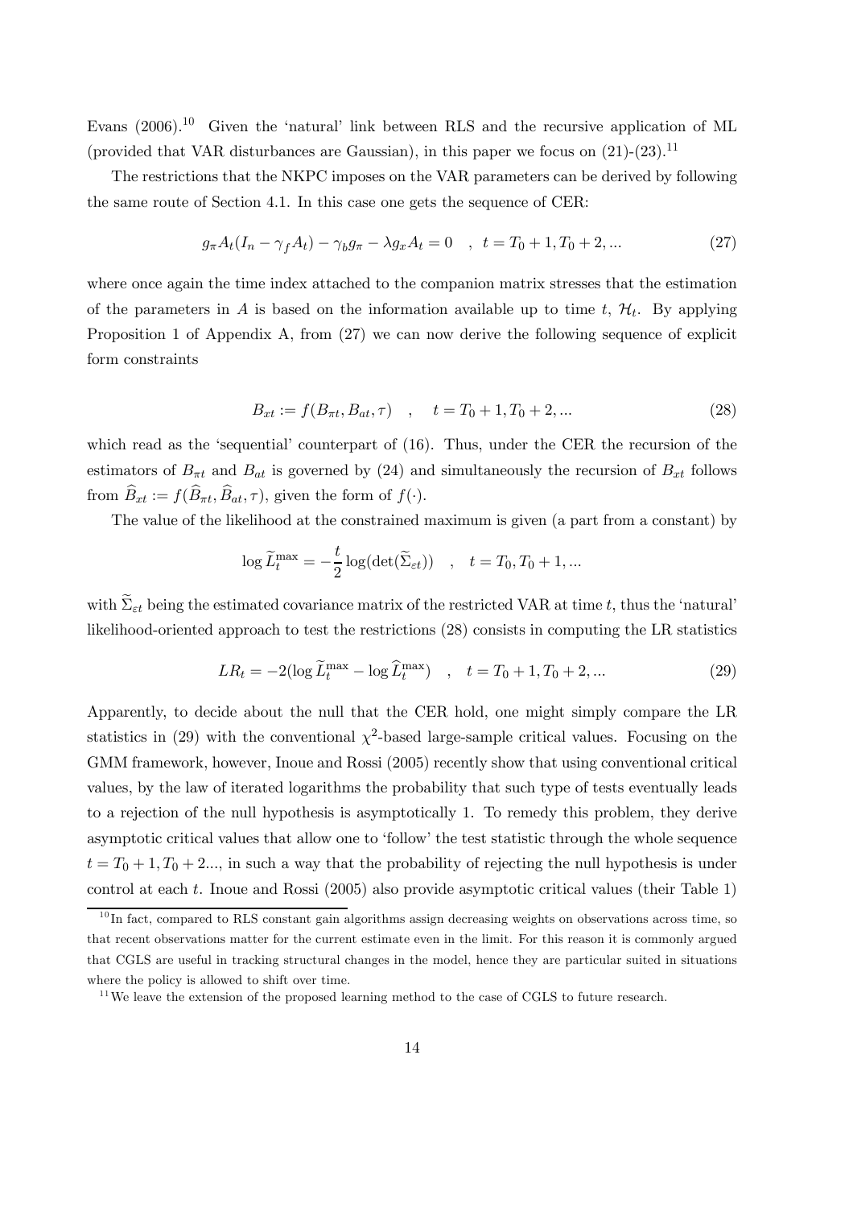Evans (2006).[10] Given the 'natural' link between RLS and the recursive application of ML (provided that VAR disturbances are Gaussian), in this paper we focus on (21)-(23).[11]

The restrictions that the NKPC imposes on the VAR parameters can be derived by following the same route of Section 4.1. In this case one gets the sequence of CER:

$$g_{\pi}A_t(I_n - \gamma_f A_t) - \gamma_b g_{\pi} - \lambda g_x A_t = 0 \quad , \quad t = T_0+1, T_0+2, ... \tag{27}$$

where once again the time index attached to the companion matrix stresses that the estimation of the parameters in $A$ is based on the information available up to time $t$, $\mathcal{H}_t$. By applying Proposition 1 of Appendix A, from (27) we can now derive the following sequence of explicit form constraints

$$B_{xt} := f(B_{\pi t}, B_{at}, \tau) \quad , \quad t = T_0+1, T_0+2, ... \tag{28}$$

which read as the 'sequential' counterpart of (16). Thus, under the CER the recursion of the estimators of $B_{\pi t}$ and $B_{at}$ is governed by (24) and simultaneously the recursion of $B_{xt}$ follows from $\widehat{B}_{xt} := f(\widehat{B}_{\pi t}, \widehat{B}_{at}, \tau)$, given the form of $f(\cdot)$.

The value of the likelihood at the constrained maximum is given (a part from a constant) by

$$\log \widetilde{L}_t^{\max} = -\frac{t}{2}\log(\det(\widetilde{\Sigma}_{\varepsilon t})) \quad , \quad t = T_0, T_0+1, ...$$

with $\widetilde{\Sigma}_{\varepsilon t}$ being the estimated covariance matrix of the restricted VAR at time $t$, thus the 'natural' likelihood-oriented approach to test the restrictions (28) consists in computing the LR statistics

$$LR_t = -2(\log \widetilde{L}_t^{\max} - \log \widehat{L}_t^{\max}) \quad , \quad t = T_0+1, T_0+2, ... \tag{29}$$

Apparently, to decide about the null that the CER hold, one might simply compare the LR statistics in (29) with the conventional $\chi^2$-based large-sample critical values. Focusing on the GMM framework, however, Inoue and Rossi (2005) recently show that using conventional critical values, by the law of iterated logarithms the probability that such type of tests eventually leads to a rejection of the null hypothesis is asymptotically 1. To remedy this problem, they derive asymptotic critical values that allow one to 'follow' the test statistic through the whole sequence $t = T_0+1, T_0+2...$, in such a way that the probability of rejecting the null hypothesis is under control at each $t$. Inoue and Rossi (2005) also provide asymptotic critical values (their Table 1)

[10] In fact, compared to RLS constant gain algorithms assign decreasing weights on observations across time, so that recent observations matter for the current estimate even in the limit. For this reason it is commonly argued that CGLS are useful in tracking structural changes in the model, hence they are particular suited in situations where the policy is allowed to shift over time.

[11] We leave the extension of the proposed learning method to the case of CGLS to future research.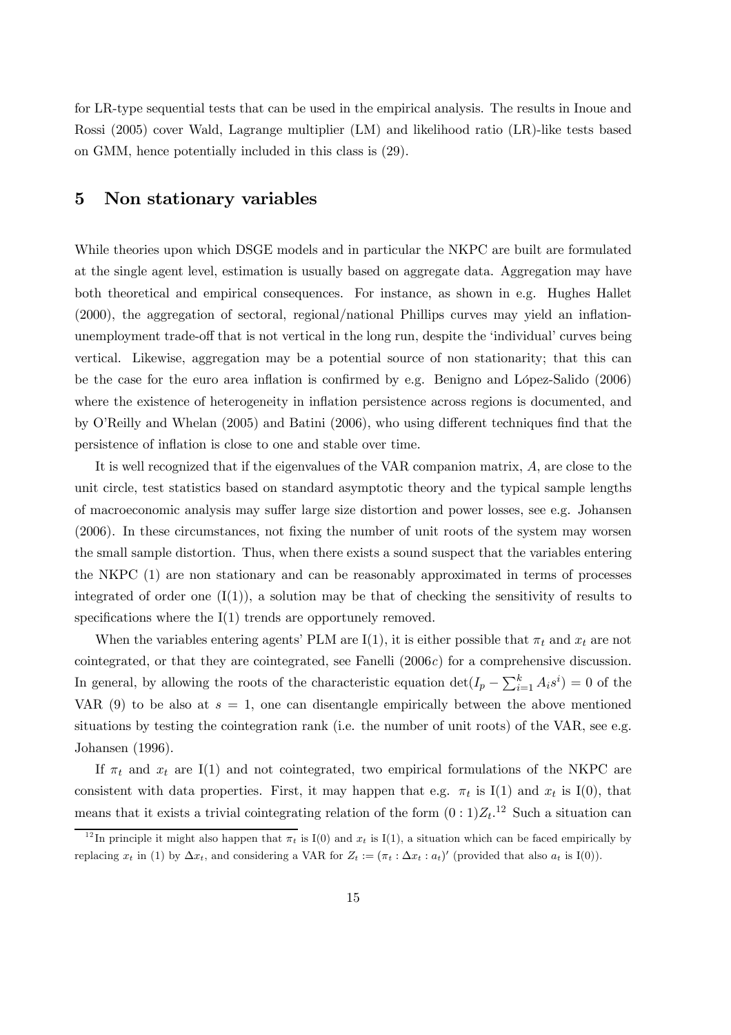for LR-type sequential tests that can be used in the empirical analysis. The results in Inoue and Rossi (2005) cover Wald, Lagrange multiplier (LM) and likelihood ratio (LR)-like tests based on GMM, hence potentially included in this class is (29).

## 5 Non stationary variables

While theories upon which DSGE models and in particular the NKPC are built are formulated at the single agent level, estimation is usually based on aggregate data. Aggregation may have both theoretical and empirical consequences. For instance, as shown in e.g. Hughes Hallet (2000), the aggregation of sectoral, regional/national Phillips curves may yield an inflation-unemployment trade-off that is not vertical in the long run, despite the 'individual' curves being vertical. Likewise, aggregation may be a potential source of non stationarity; that this can be the case for the euro area inflation is confirmed by e.g. Benigno and López-Salido (2006) where the existence of heterogeneity in inflation persistence across regions is documented, and by O'Reilly and Whelan (2005) and Batini (2006), who using different techniques find that the persistence of inflation is close to one and stable over time.

It is well recognized that if the eigenvalues of the VAR companion matrix, $A$, are close to the unit circle, test statistics based on standard asymptotic theory and the typical sample lengths of macroeconomic analysis may suffer large size distortion and power losses, see e.g. Johansen (2006). In these circumstances, not fixing the number of unit roots of the system may worsen the small sample distortion. Thus, when there exists a sound suspect that the variables entering the NKPC (1) are non stationary and can be reasonably approximated in terms of processes integrated of order one (I(1)), a solution may be that of checking the sensitivity of results to specifications where the I(1) trends are opportunely removed.

When the variables entering agents' PLM are I(1), it is either possible that $\pi_t$ and $x_t$ are not cointegrated, or that they are cointegrated, see Fanelli (2006*c*) for a comprehensive discussion. In general, by allowing the roots of the characteristic equation $\det(I_p - \sum_{i=1}^{k} A_i s^i) = 0$ of the VAR (9) to be also at $s = 1$, one can disentangle empirically between the above mentioned situations by testing the cointegration rank (i.e. the number of unit roots) of the VAR, see e.g. Johansen (1996).

If $\pi_t$ and $x_t$ are I(1) and not cointegrated, two empirical formulations of the NKPC are consistent with data properties. First, it may happen that e.g. $\pi_t$ is I(1) and $x_t$ is I(0), that means that it exists a trivial cointegrating relation of the form $(0 : 1)Z_t$.[12] Such a situation can

[12] In principle it might also happen that $\pi_t$ is I(0) and $x_t$ is I(1), a situation which can be faced empirically by replacing $x_t$ in (1) by $\Delta x_t$, and considering a VAR for $Z_t := (\pi_t : \Delta x_t : a_t)'$ (provided that also $a_t$ is I(0)).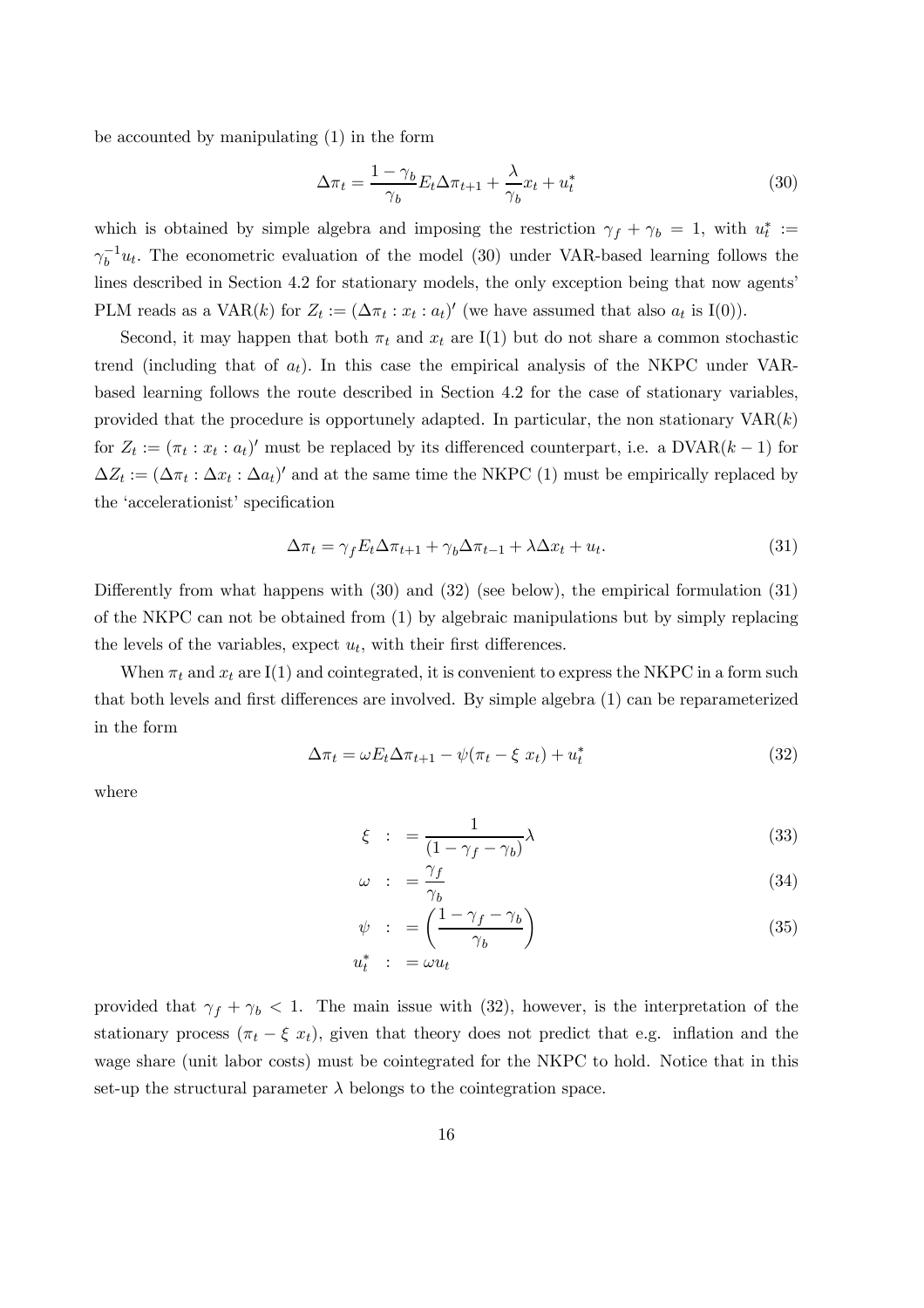be accounted by manipulating (1) in the form

$$\Delta\pi_t = \frac{1-\gamma_b}{\gamma_b} E_t \Delta\pi_{t+1} + \frac{\lambda}{\gamma_b} x_t + u_t^* \tag{30}$$

which is obtained by simple algebra and imposing the restriction $\gamma_f + \gamma_b = 1$, with $u_t^* := \gamma_b^{-1} u_t$. The econometric evaluation of the model (30) under VAR-based learning follows the lines described in Section 4.2 for stationary models, the only exception being that now agents' PLM reads as a VAR($k$) for $Z_t := (\Delta\pi_t : x_t : a_t)'$ (we have assumed that also $a_t$ is I(0)).

Second, it may happen that both $\pi_t$ and $x_t$ are I(1) but do not share a common stochastic trend (including that of $a_t$). In this case the empirical analysis of the NKPC under VAR-based learning follows the route described in Section 4.2 for the case of stationary variables, provided that the procedure is opportunely adapted. In particular, the non stationary VAR($k$) for $Z_t := (\pi_t : x_t : a_t)'$ must be replaced by its differenced counterpart, i.e. a DVAR($k-1$) for $\Delta Z_t := (\Delta\pi_t : \Delta x_t : \Delta a_t)'$ and at the same time the NKPC (1) must be empirically replaced by the 'accelerationist' specification

$$\Delta\pi_t = \gamma_f E_t \Delta\pi_{t+1} + \gamma_b \Delta\pi_{t-1} + \lambda \Delta x_t + u_t. \tag{31}$$

Differently from what happens with (30) and (32) (see below), the empirical formulation (31) of the NKPC can not be obtained from (1) by algebraic manipulations but by simply replacing the levels of the variables, expect $u_t$, with their first differences.

When $\pi_t$ and $x_t$ are I(1) and cointegrated, it is convenient to express the NKPC in a form such that both levels and first differences are involved. By simple algebra (1) can be reparameterized in the form

$$\Delta\pi_t = \omega E_t \Delta\pi_{t+1} - \psi(\pi_t - \xi\, x_t) + u_t^* \tag{32}$$

where

$$\xi \ := \frac{1}{(1-\gamma_f-\gamma_b)}\lambda \tag{33}$$

$$\omega \ := \frac{\gamma_f}{\gamma_b} \tag{34}$$

$$\psi \ := \left(\frac{1-\gamma_f-\gamma_b}{\gamma_b}\right) \tag{35}$$

$$u_t^* \ := \omega u_t$$

provided that $\gamma_f + \gamma_b < 1$. The main issue with (32), however, is the interpretation of the stationary process $(\pi_t - \xi\, x_t)$, given that theory does not predict that e.g. inflation and the wage share (unit labor costs) must be cointegrated for the NKPC to hold. Notice that in this set-up the structural parameter $\lambda$ belongs to the cointegration space.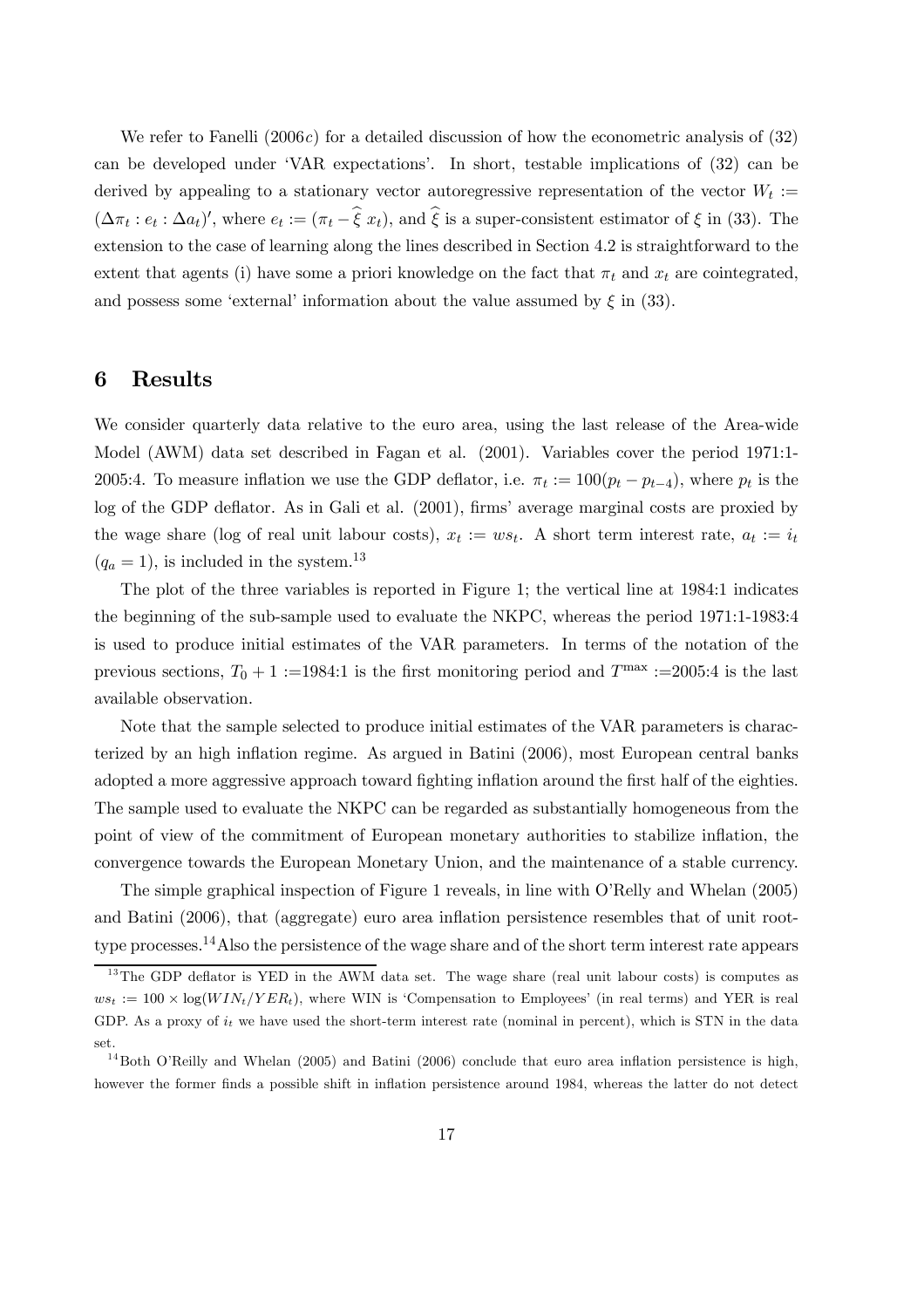We refer to Fanelli (2006*c*) for a detailed discussion of how the econometric analysis of (32) can be developed under 'VAR expectations'. In short, testable implications of (32) can be derived by appealing to a stationary vector autoregressive representation of the vector $W_t := (\Delta\pi_t : e_t : \Delta a_t)'$, where $e_t := (\pi_t - \widehat{\xi}\ x_t)$, and $\widehat{\xi}$ is a super-consistent estimator of $\xi$ in (33). The extension to the case of learning along the lines described in Section 4.2 is straightforward to the extent that agents (i) have some a priori knowledge on the fact that $\pi_t$ and $x_t$ are cointegrated, and possess some 'external' information about the value assumed by $\xi$ in (33).

# 6 Results

We consider quarterly data relative to the euro area, using the last release of the Area-wide Model (AWM) data set described in Fagan et al. (2001). Variables cover the period 1971:1-2005:4. To measure inflation we use the GDP deflator, i.e. $\pi_t := 100(p_t - p_{t-4})$, where $p_t$ is the log of the GDP deflator. As in Gali et al. (2001), firms' average marginal costs are proxied by the wage share (log of real unit labour costs), $x_t := ws_t$. A short term interest rate, $a_t := i_t$ $(q_a = 1)$, is included in the system.[13]

The plot of the three variables is reported in Figure 1; the vertical line at 1984:1 indicates the beginning of the sub-sample used to evaluate the NKPC, whereas the period 1971:1-1983:4 is used to produce initial estimates of the VAR parameters. In terms of the notation of the previous sections, $T_0 + 1$ :=1984:1 is the first monitoring period and $T^{\max}$ :=2005:4 is the last available observation.

Note that the sample selected to produce initial estimates of the VAR parameters is characterized by an high inflation regime. As argued in Batini (2006), most European central banks adopted a more aggressive approach toward fighting inflation around the first half of the eighties. The sample used to evaluate the NKPC can be regarded as substantially homogeneous from the point of view of the commitment of European monetary authorities to stabilize inflation, the convergence towards the European Monetary Union, and the maintenance of a stable currency.

The simple graphical inspection of Figure 1 reveals, in line with O'Relly and Whelan (2005) and Batini (2006), that (aggregate) euro area inflation persistence resembles that of unit root-type processes.[14] Also the persistence of the wage share and of the short term interest rate appears

---

[13] The GDP deflator is YED in the AWM data set. The wage share (real unit labour costs) is computes as $ws_t := 100 \times \log(WIN_t/YER_t)$, where WIN is 'Compensation to Employees' (in real terms) and YER is real GDP. As a proxy of $i_t$ we have used the short-term interest rate (nominal in percent), which is STN in the data set.

[14] Both O'Reilly and Whelan (2005) and Batini (2006) conclude that euro area inflation persistence is high, however the former finds a possible shift in inflation persistence around 1984, whereas the latter do not detect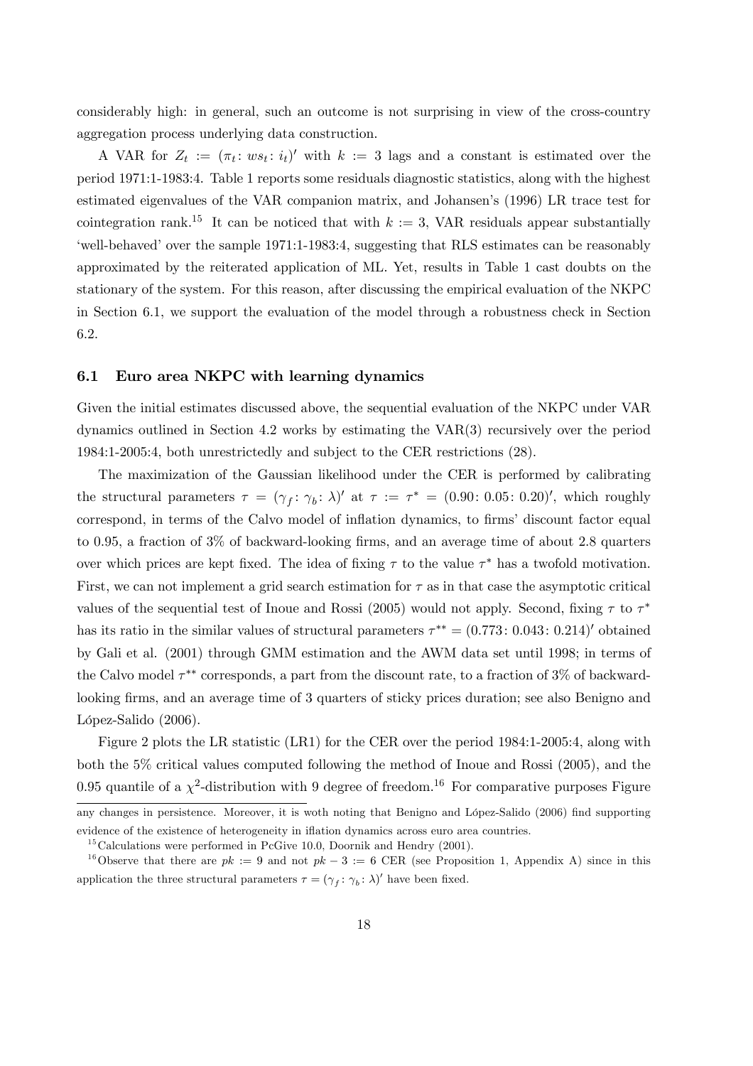considerably high: in general, such an outcome is not surprising in view of the cross-country aggregation process underlying data construction.

A VAR for $Z_t := (\pi_t \colon ws_t \colon i_t)'$ with $k := 3$ lags and a constant is estimated over the period 1971:1-1983:4. Table 1 reports some residuals diagnostic statistics, along with the highest estimated eigenvalues of the VAR companion matrix, and Johansen's (1996) LR trace test for cointegration rank.[15] It can be noticed that with $k := 3$, VAR residuals appear substantially 'well-behaved' over the sample 1971:1-1983:4, suggesting that RLS estimates can be reasonably approximated by the reiterated application of ML. Yet, results in Table 1 cast doubts on the stationary of the system. For this reason, after discussing the empirical evaluation of the NKPC in Section 6.1, we support the evaluation of the model through a robustness check in Section 6.2.

### 6.1 Euro area NKPC with learning dynamics

Given the initial estimates discussed above, the sequential evaluation of the NKPC under VAR dynamics outlined in Section 4.2 works by estimating the VAR(3) recursively over the period 1984:1-2005:4, both unrestrictedly and subject to the CER restrictions (28).

The maximization of the Gaussian likelihood under the CER is performed by calibrating the structural parameters $\tau = (\gamma_f \colon \gamma_b \colon \lambda)'$ at $\tau := \tau^* = (0.90 \colon 0.05 \colon 0.20)'$, which roughly correspond, in terms of the Calvo model of inflation dynamics, to firms' discount factor equal to 0.95, a fraction of 3% of backward-looking firms, and an average time of about 2.8 quarters over which prices are kept fixed. The idea of fixing $\tau$ to the value $\tau^*$ has a twofold motivation. First, we can not implement a grid search estimation for $\tau$ as in that case the asymptotic critical values of the sequential test of Inoue and Rossi (2005) would not apply. Second, fixing $\tau$ to $\tau^*$ has its ratio in the similar values of structural parameters $\tau^{**} = (0.773 \colon 0.043 \colon 0.214)'$ obtained by Gali et al. (2001) through GMM estimation and the AWM data set until 1998; in terms of the Calvo model $\tau^{**}$ corresponds, a part from the discount rate, to a fraction of 3% of backward-looking firms, and an average time of 3 quarters of sticky prices duration; see also Benigno and López-Salido (2006).

Figure 2 plots the LR statistic (LR1) for the CER over the period 1984:1-2005:4, along with both the 5% critical values computed following the method of Inoue and Rossi (2005), and the 0.95 quantile of a $\chi^2$-distribution with 9 degree of freedom.[16] For comparative purposes Figure

any changes in persistence. Moreover, it is woth noting that Benigno and López-Salido (2006) find supporting evidence of the existence of heterogeneity in iflation dynamics across euro area countries.

[15] Calculations were performed in PcGive 10.0, Doornik and Hendry (2001).

[16] Observe that there are $pk := 9$ and not $pk - 3 := 6$ CER (see Proposition 1, Appendix A) since in this application the three structural parameters $\tau = (\gamma_f \colon \gamma_b \colon \lambda)'$ have been fixed.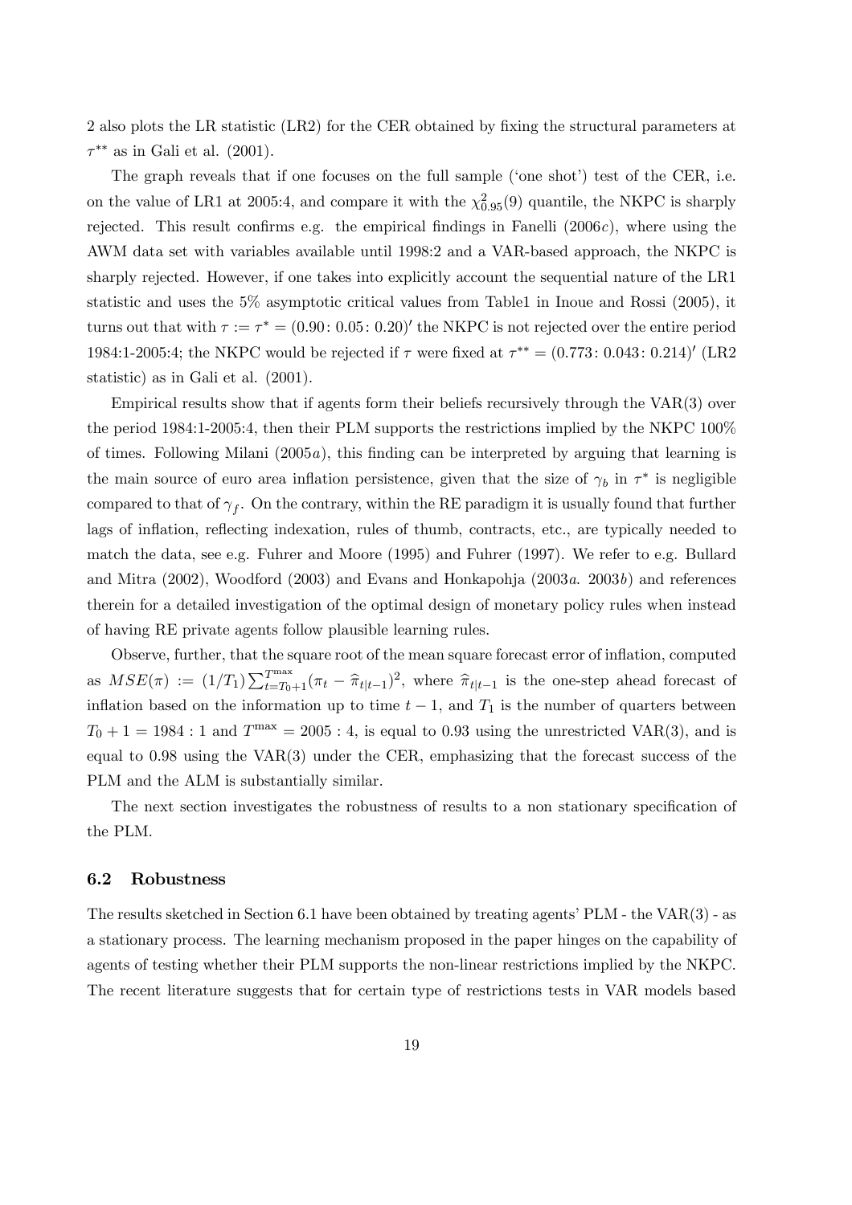2 also plots the LR statistic (LR2) for the CER obtained by fixing the structural parameters at $\tau^{**}$ as in Gali et al. (2001).

The graph reveals that if one focuses on the full sample ('one shot') test of the CER, i.e. on the value of LR1 at 2005:4, and compare it with the $\chi^2_{0.95}(9)$ quantile, the NKPC is sharply rejected. This result confirms e.g. the empirical findings in Fanelli (2006*c*), where using the AWM data set with variables available until 1998:2 and a VAR-based approach, the NKPC is sharply rejected. However, if one takes into explicitly account the sequential nature of the LR1 statistic and uses the 5% asymptotic critical values from Table1 in Inoue and Rossi (2005), it turns out that with $\tau := \tau^* = (0.90\colon 0.05\colon 0.20)'$ the NKPC is not rejected over the entire period 1984:1-2005:4; the NKPC would be rejected if $\tau$ were fixed at $\tau^{**} = (0.773\colon 0.043\colon 0.214)'$ (LR2 statistic) as in Gali et al. (2001).

Empirical results show that if agents form their beliefs recursively through the VAR(3) over the period 1984:1-2005:4, then their PLM supports the restrictions implied by the NKPC 100% of times. Following Milani (2005*a*), this finding can be interpreted by arguing that learning is the main source of euro area inflation persistence, given that the size of $\gamma_b$ in $\tau^*$ is negligible compared to that of $\gamma_f$. On the contrary, within the RE paradigm it is usually found that further lags of inflation, reflecting indexation, rules of thumb, contracts, etc., are typically needed to match the data, see e.g. Fuhrer and Moore (1995) and Fuhrer (1997). We refer to e.g. Bullard and Mitra (2002), Woodford (2003) and Evans and Honkapohja (2003*a*. 2003*b*) and references therein for a detailed investigation of the optimal design of monetary policy rules when instead of having RE private agents follow plausible learning rules.

Observe, further, that the square root of the mean square forecast error of inflation, computed as $MSE(\pi) := (1/T_1)\sum_{t=T_0+1}^{T^{\max}}(\pi_t - \widehat{\pi}_{t|t-1})^2$, where $\widehat{\pi}_{t|t-1}$ is the one-step ahead forecast of inflation based on the information up to time $t-1$, and $T_1$ is the number of quarters between $T_0 + 1 = 1984:1$ and $T^{\max} = 2005:4$, is equal to 0.93 using the unrestricted VAR(3), and is equal to 0.98 using the VAR(3) under the CER, emphasizing that the forecast success of the PLM and the ALM is substantially similar.

The next section investigates the robustness of results to a non stationary specification of the PLM.

### 6.2 Robustness

The results sketched in Section 6.1 have been obtained by treating agents' PLM - the VAR(3) - as a stationary process. The learning mechanism proposed in the paper hinges on the capability of agents of testing whether their PLM supports the non-linear restrictions implied by the NKPC. The recent literature suggests that for certain type of restrictions tests in VAR models based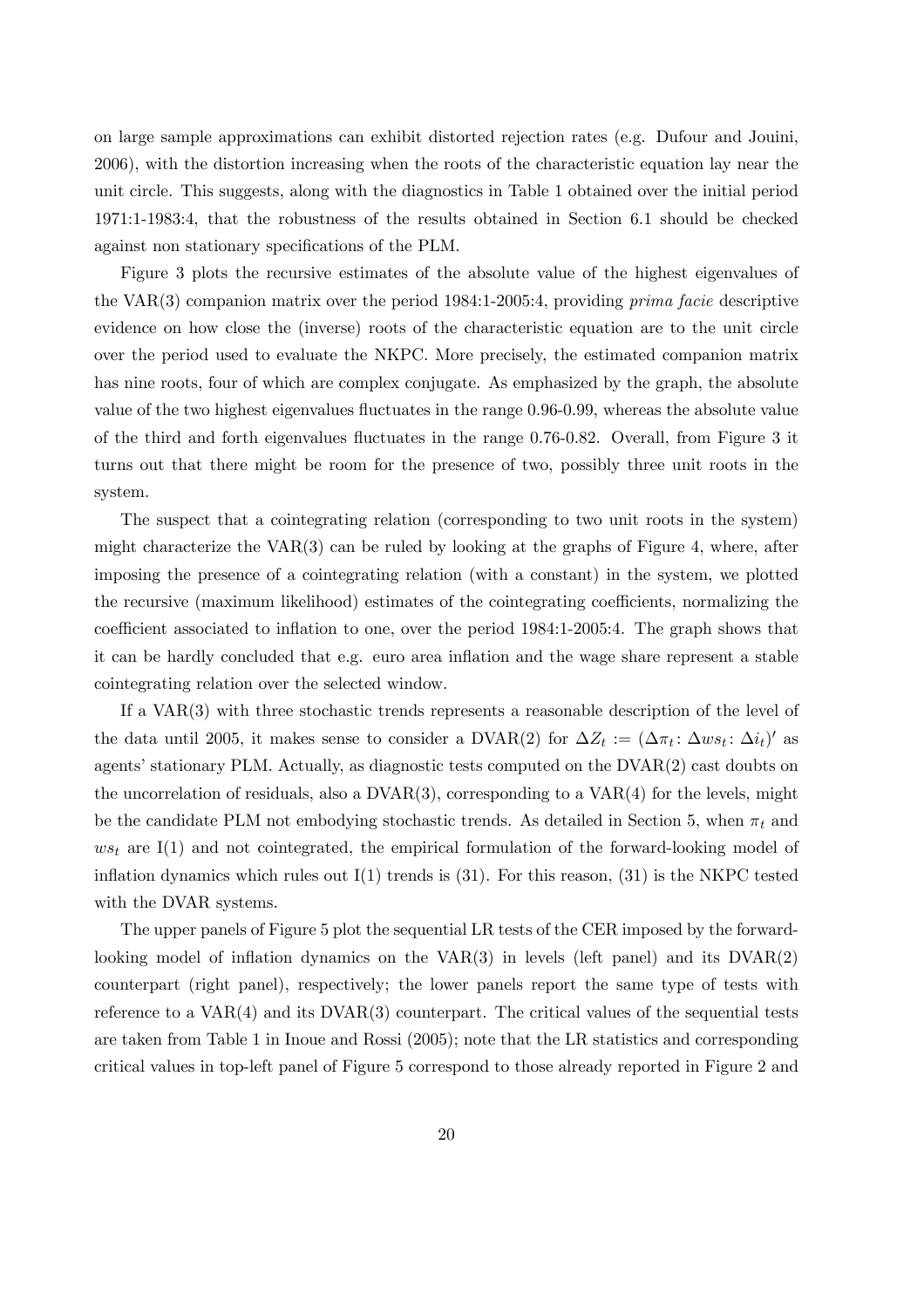on large sample approximations can exhibit distorted rejection rates (e.g. Dufour and Jouini, 2006), with the distortion increasing when the roots of the characteristic equation lay near the unit circle. This suggests, along with the diagnostics in Table 1 obtained over the initial period 1971:1-1983:4, that the robustness of the results obtained in Section 6.1 should be checked against non stationary specifications of the PLM.

Figure 3 plots the recursive estimates of the absolute value of the highest eigenvalues of the VAR(3) companion matrix over the period 1984:1-2005:4, providing *prima facie* descriptive evidence on how close the (inverse) roots of the characteristic equation are to the unit circle over the period used to evaluate the NKPC. More precisely, the estimated companion matrix has nine roots, four of which are complex conjugate. As emphasized by the graph, the absolute value of the two highest eigenvalues fluctuates in the range 0.96-0.99, whereas the absolute value of the third and forth eigenvalues fluctuates in the range 0.76-0.82. Overall, from Figure 3 it turns out that there might be room for the presence of two, possibly three unit roots in the system.

The suspect that a cointegrating relation (corresponding to two unit roots in the system) might characterize the VAR(3) can be ruled by looking at the graphs of Figure 4, where, after imposing the presence of a cointegrating relation (with a constant) in the system, we plotted the recursive (maximum likelihood) estimates of the cointegrating coefficients, normalizing the coefficient associated to inflation to one, over the period 1984:1-2005:4. The graph shows that it can be hardly concluded that e.g. euro area inflation and the wage share represent a stable cointegrating relation over the selected window.

If a VAR(3) with three stochastic trends represents a reasonable description of the level of the data until 2005, it makes sense to consider a DVAR(2) for $\Delta Z_t := (\Delta\pi_t \colon \Delta ws_t \colon \Delta i_t)'$ as agents' stationary PLM. Actually, as diagnostic tests computed on the DVAR(2) cast doubts on the uncorrelation of residuals, also a DVAR(3), corresponding to a VAR(4) for the levels, might be the candidate PLM not embodying stochastic trends. As detailed in Section 5, when $\pi_t$ and $ws_t$ are I(1) and not cointegrated, the empirical formulation of the forward-looking model of inflation dynamics which rules out I(1) trends is (31). For this reason, (31) is the NKPC tested with the DVAR systems.

The upper panels of Figure 5 plot the sequential LR tests of the CER imposed by the forward-looking model of inflation dynamics on the VAR(3) in levels (left panel) and its DVAR(2) counterpart (right panel), respectively; the lower panels report the same type of tests with reference to a VAR(4) and its DVAR(3) counterpart. The critical values of the sequential tests are taken from Table 1 in Inoue and Rossi (2005); note that the LR statistics and corresponding critical values in top-left panel of Figure 5 correspond to those already reported in Figure 2 and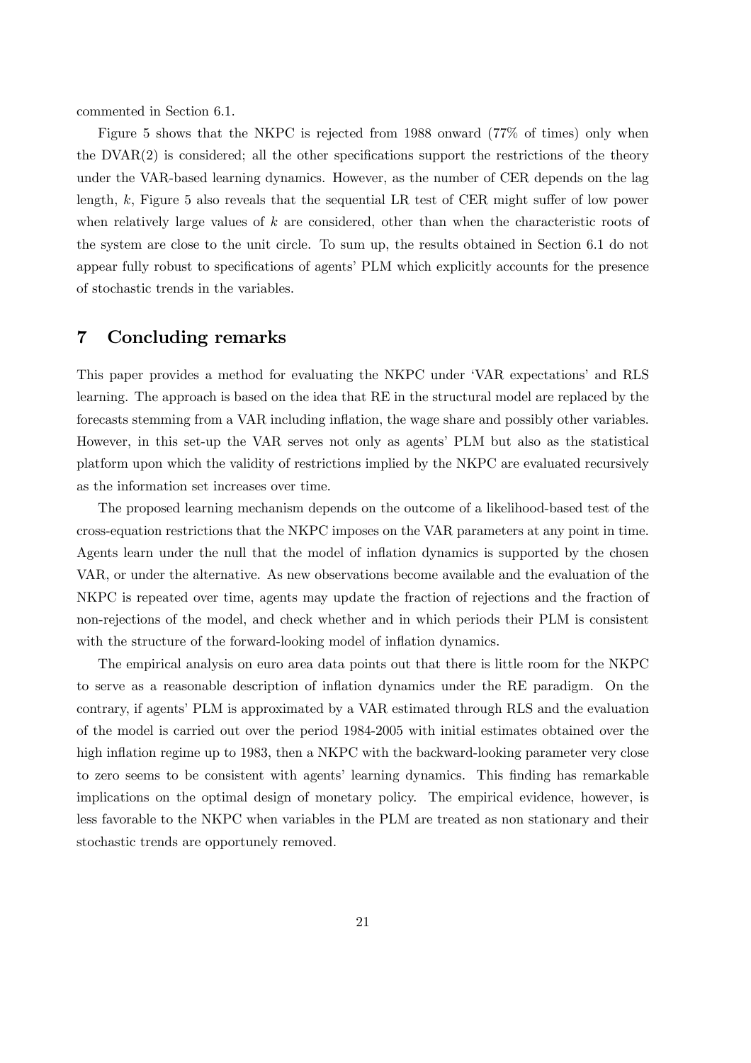commented in Section 6.1.

Figure 5 shows that the NKPC is rejected from 1988 onward (77% of times) only when the DVAR(2) is considered; all the other specifications support the restrictions of the theory under the VAR-based learning dynamics. However, as the number of CER depends on the lag length, $k$, Figure 5 also reveals that the sequential LR test of CER might suffer of low power when relatively large values of $k$ are considered, other than when the characteristic roots of the system are close to the unit circle. To sum up, the results obtained in Section 6.1 do not appear fully robust to specifications of agents' PLM which explicitly accounts for the presence of stochastic trends in the variables.

## 7 Concluding remarks

This paper provides a method for evaluating the NKPC under 'VAR expectations' and RLS learning. The approach is based on the idea that RE in the structural model are replaced by the forecasts stemming from a VAR including inflation, the wage share and possibly other variables. However, in this set-up the VAR serves not only as agents' PLM but also as the statistical platform upon which the validity of restrictions implied by the NKPC are evaluated recursively as the information set increases over time.

The proposed learning mechanism depends on the outcome of a likelihood-based test of the cross-equation restrictions that the NKPC imposes on the VAR parameters at any point in time. Agents learn under the null that the model of inflation dynamics is supported by the chosen VAR, or under the alternative. As new observations become available and the evaluation of the NKPC is repeated over time, agents may update the fraction of rejections and the fraction of non-rejections of the model, and check whether and in which periods their PLM is consistent with the structure of the forward-looking model of inflation dynamics.

The empirical analysis on euro area data points out that there is little room for the NKPC to serve as a reasonable description of inflation dynamics under the RE paradigm. On the contrary, if agents' PLM is approximated by a VAR estimated through RLS and the evaluation of the model is carried out over the period 1984-2005 with initial estimates obtained over the high inflation regime up to 1983, then a NKPC with the backward-looking parameter very close to zero seems to be consistent with agents' learning dynamics. This finding has remarkable implications on the optimal design of monetary policy. The empirical evidence, however, is less favorable to the NKPC when variables in the PLM are treated as non stationary and their stochastic trends are opportunely removed.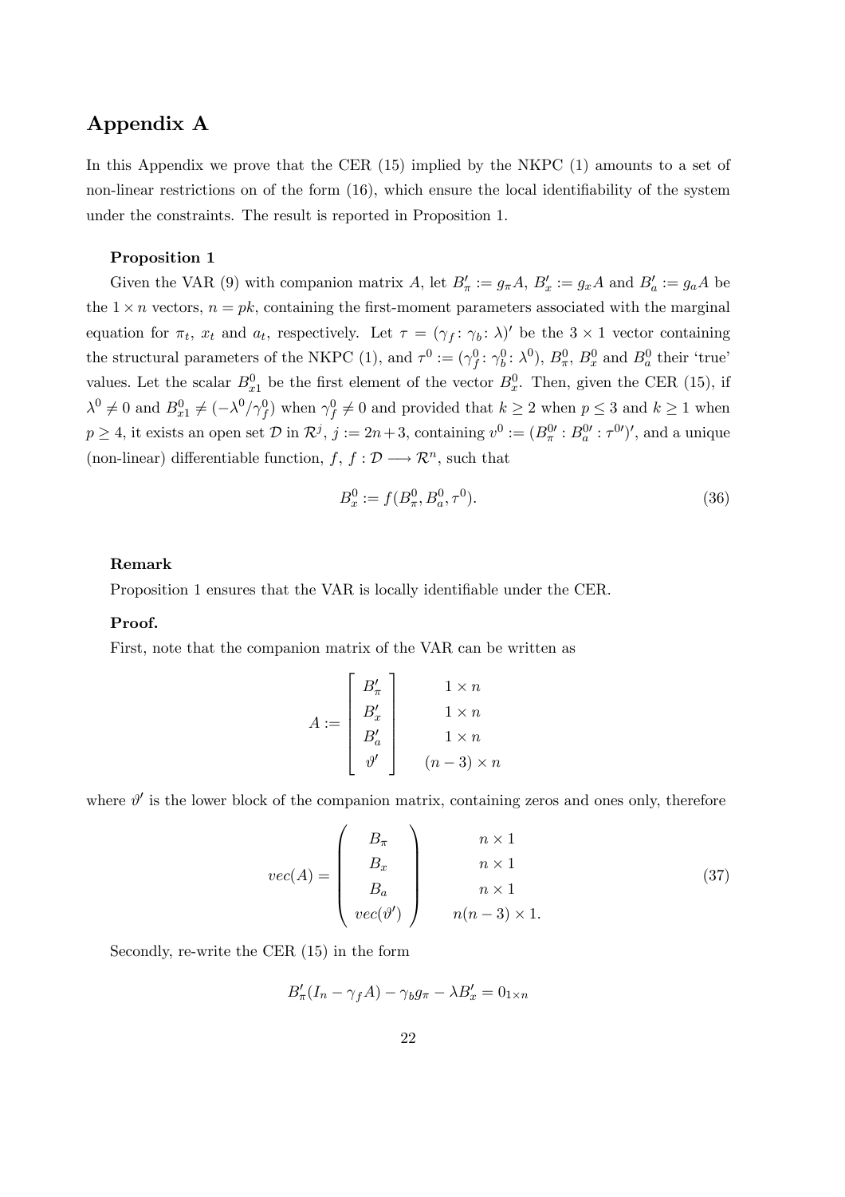## Appendix A

In this Appendix we prove that the CER (15) implied by the NKPC (1) amounts to a set of non-linear restrictions on of the form (16), which ensure the local identifiability of the system under the constraints. The result is reported in Proposition 1.

**Proposition 1**

Given the VAR (9) with companion matrix $A$, let $B_{\pi}' := g_{\pi}A$, $B_x' := g_x A$ and $B_a' := g_a A$ be the $1 \times n$ vectors, $n = pk$, containing the first-moment parameters associated with the marginal equation for $\pi_t$, $x_t$ and $a_t$, respectively. Let $\tau = (\gamma_f \colon \gamma_b \colon \lambda)'$ be the $3 \times 1$ vector containing the structural parameters of the NKPC (1), and $\tau^0 := (\gamma_f^0 \colon \gamma_b^0 \colon \lambda^0)$, $B_{\pi}^0$, $B_x^0$ and $B_a^0$ their 'true' values. Let the scalar $B_{x1}^0$ be the first element of the vector $B_x^0$. Then, given the CER (15), if $\lambda^0 \neq 0$ and $B_{x1}^0 \neq (-\lambda^0/\gamma_f^0)$ when $\gamma_f^0 \neq 0$ and provided that $k \geq 2$ when $p \leq 3$ and $k \geq 1$ when $p \geq 4$, it exists an open set $\mathcal{D}$ in $\mathcal{R}^j$, $j := 2n+3$, containing $v^0 := (B_{\pi}^{0\prime} : B_a^{0\prime} : \tau^{0\prime})'$, and a unique (non-linear) differentiable function, $f$, $f : \mathcal{D} \longrightarrow \mathcal{R}^n$, such that

$$B_x^0 := f(B_{\pi}^0, B_a^0, \tau^0). \tag{36}$$

**Remark**

Proposition 1 ensures that the VAR is locally identifiable under the CER.

**Proof.**

First, note that the companion matrix of the VAR can be written as

$$A := \begin{bmatrix} B_{\pi}' \\ B_x' \\ B_a' \\ \vartheta' \end{bmatrix} \qquad \begin{matrix} 1 \times n \\ 1 \times n \\ 1 \times n \\ (n-3) \times n \end{matrix}$$

where $\vartheta'$ is the lower block of the companion matrix, containing zeros and ones only, therefore

$$vec(A) = \begin{pmatrix} B_{\pi} \\ B_x \\ B_a \\ vec(\vartheta') \end{pmatrix} \qquad \begin{matrix} n \times 1 \\ n \times 1 \\ n \times 1 \\ n(n-3) \times 1. \end{matrix} \tag{37}$$

Secondly, re-write the CER (15) in the form

$$B_{\pi}'(I_n - \gamma_f A) - \gamma_b g_{\pi} - \lambda B_x' = 0_{1 \times n}$$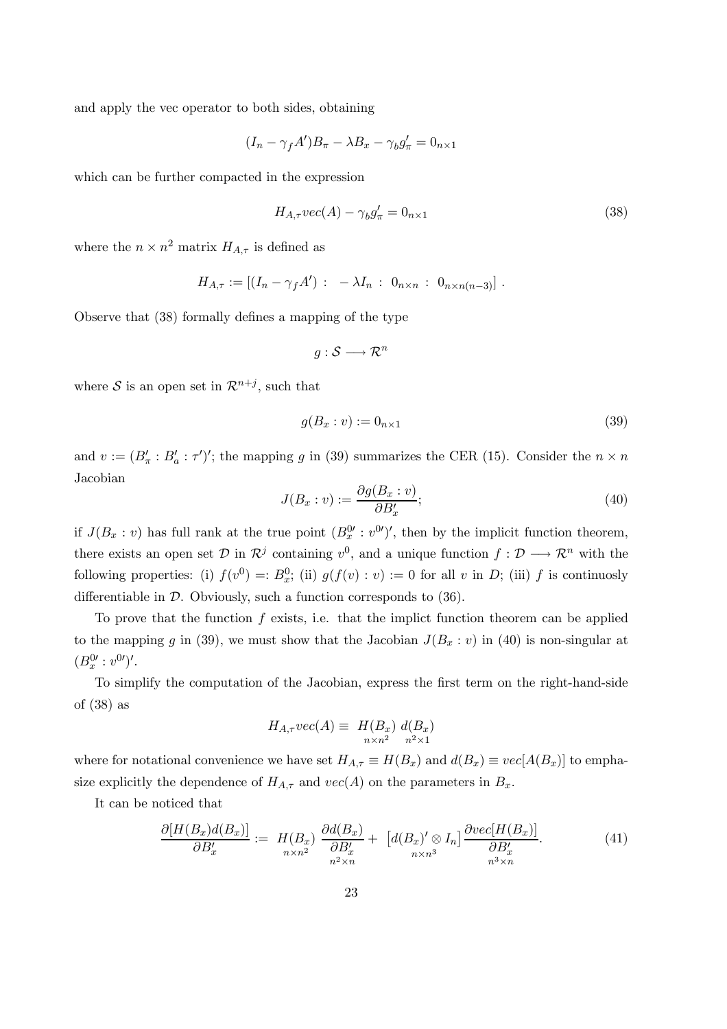and apply the vec operator to both sides, obtaining

$$(I_n - \gamma_f A')B_\pi - \lambda B_x - \gamma_b g_\pi' = 0_{n\times 1}$$

which can be further compacted in the expression

$$H_{A,\tau} vec(A) - \gamma_b g_\pi' = 0_{n\times 1} \tag{38}$$

where the $n \times n^2$ matrix $H_{A,\tau}$ is defined as

$$H_{A,\tau} := [(I_n - \gamma_f A') \;:\; -\lambda I_n \;:\; 0_{n\times n} \;:\; 0_{n\times n(n-3)}] \,.$$

Observe that (38) formally defines a mapping of the type

$$g : \mathcal{S} \longrightarrow \mathcal{R}^n$$

where $\mathcal{S}$ is an open set in $\mathcal{R}^{n+j}$, such that

$$g(B_x : v) := 0_{n\times 1} \tag{39}$$

and $v := (B_\pi' : B_a' : \tau')'$; the mapping $g$ in (39) summarizes the CER (15). Consider the $n \times n$ Jacobian

$$J(B_x : v) := \frac{\partial g(B_x : v)}{\partial B_x'}; \tag{40}$$

if $J(B_x : v)$ has full rank at the true point $(B_x^{0\prime} : v^{0\prime})'$, then by the implicit function theorem, there exists an open set $\mathcal{D}$ in $\mathcal{R}^j$ containing $v^0$, and a unique function $f : \mathcal{D} \longrightarrow \mathcal{R}^n$ with the following properties: (i) $f(v^0) =: B_x^0$; (ii) $g(f(v) : v) := 0$ for all $v$ in $D$; (iii) $f$ is continuosly differentiable in $\mathcal{D}$. Obviously, such a function corresponds to (36).

To prove that the function $f$ exists, i.e. that the implict function theorem can be applied to the mapping $g$ in (39), we must show that the Jacobian $J(B_x : v)$ in (40) is non-singular at $(B_x^{0\prime} : v^{0\prime})'$.

To simplify the computation of the Jacobian, express the first term on the right-hand-side of (38) as

$$H_{A,\tau} vec(A) \equiv \underset{n\times n^2}{H(B_x)} \; \underset{n^2\times 1}{d(B_x)}$$

where for notational convenience we have set $H_{A,\tau} \equiv H(B_x)$ and $d(B_x) \equiv vec[A(B_x)]$ to emphasize explicitly the dependence of $H_{A,\tau}$ and $vec(A)$ on the parameters in $B_x$.

It can be noticed that

$$\frac{\partial[H(B_x)d(B_x)]}{\partial B_x'} := \underset{n\times n^2}{H(B_x)} \; \underset{n^2\times n}{\frac{\partial d(B_x)}{\partial B_x'}} + \underset{n\times n^3}{\left[d(B_x)' \otimes I_n\right]} \underset{n^3\times n}{\frac{\partial vec[H(B_x)]}{\partial B_x'}}. \tag{41}$$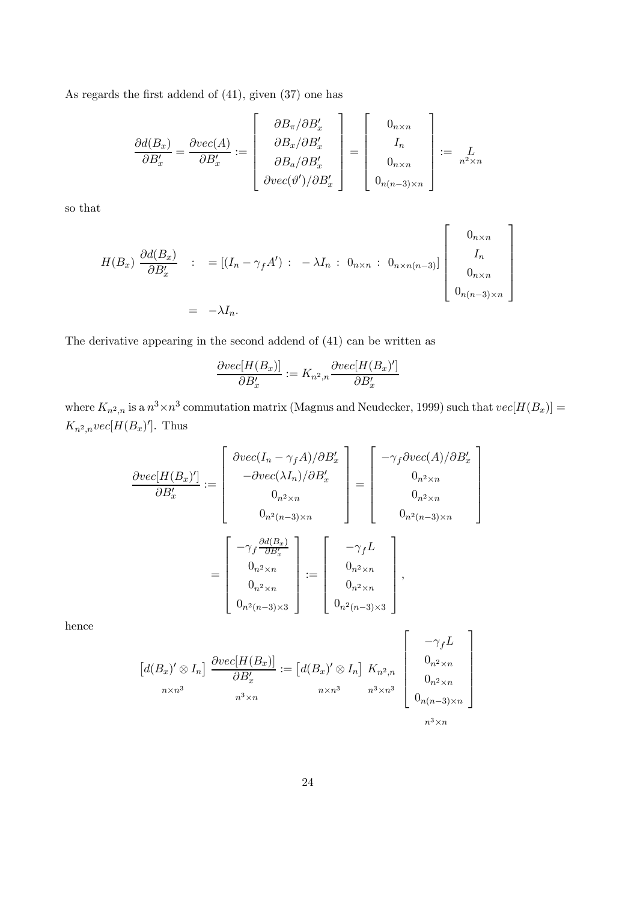As regards the first addend of (41), given (37) one has

$$\frac{\partial d(B_x)}{\partial B_x'} = \frac{\partial vec(A)}{\partial B_x'} := \begin{bmatrix} \partial B_\pi / \partial B_x' \\ \partial B_x / \partial B_x' \\ \partial B_a / \partial B_x' \\ \partial vec(\vartheta') / \partial B_x' \end{bmatrix} = \begin{bmatrix} 0_{n\times n} \\ I_n \\ 0_{n\times n} \\ 0_{n(n-3)\times n} \end{bmatrix} := \underset{n^2\times n}{L}$$

so that

$$\begin{aligned} H(B_x)\ \frac{\partial d(B_x)}{\partial B_x'} \quad &: \quad = [(I_n - \gamma_f A') \ : \ -\lambda I_n \ : \ 0_{n\times n} \ : \ 0_{n\times n(n-3)}] \begin{bmatrix} 0_{n\times n} \\ I_n \\ 0_{n\times n} \\ 0_{n(n-3)\times n} \end{bmatrix} \\ &= \ -\lambda I_n. \end{aligned}$$

The derivative appearing in the second addend of (41) can be written as

$$\frac{\partial vec[H(B_x)]}{\partial B_x'} := K_{n^2,n} \frac{\partial vec[H(B_x)']}{\partial B_x'}$$

where $K_{n^2,n}$ is a $n^3 \times n^3$ commutation matrix (Magnus and Neudecker, 1999) such that $vec[H(B_x)] = K_{n^2,n} vec[H(B_x)']$. Thus

$$\begin{aligned} \frac{\partial vec[H(B_x)']}{\partial B_x'} &:= \begin{bmatrix} \partial vec(I_n - \gamma_f A)/\partial B_x' \\ -\partial vec(\lambda I_n)/\partial B_x' \\ 0_{n^2\times n} \\ 0_{n^2(n-3)\times n} \end{bmatrix} = \begin{bmatrix} -\gamma_f \partial vec(A)/\partial B_x' \\ 0_{n^2\times n} \\ 0_{n^2\times n} \\ 0_{n^2(n-3)\times n} \end{bmatrix} \\ &= \begin{bmatrix} -\gamma_f \frac{\partial d(B_x)}{\partial B_x'} \\ 0_{n^2\times n} \\ 0_{n^2\times n} \\ 0_{n^2(n-3)\times 3} \end{bmatrix} := \begin{bmatrix} -\gamma_f L \\ 0_{n^2\times n} \\ 0_{n^2\times n} \\ 0_{n^2(n-3)\times 3} \end{bmatrix}, \end{aligned}$$

hence

$$\underset{n\times n^3}{\left[d(B_x)' \otimes I_n\right]} \ \underset{n^3\times n}{\frac{\partial vec[H(B_x)]}{\partial B_x'}} := \underset{n\times n^3}{\left[d(B_x)' \otimes I_n\right]} \ \underset{n^3\times n^3}{K_{n^2,n}} \ \underset{n^3\times n}{\begin{bmatrix} -\gamma_f L \\ 0_{n^2\times n} \\ 0_{n^2\times n} \\ 0_{n(n-3)\times n} \end{bmatrix}}$$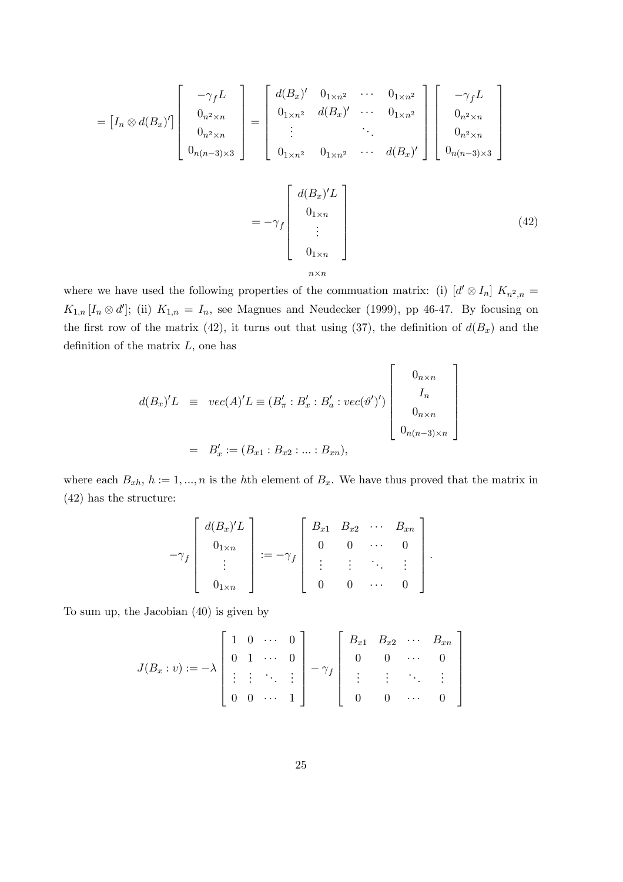$$
= \left[ I_n \otimes d(B_x)' \right] \begin{bmatrix} -\gamma_f L \\ 0_{n^2 \times n} \\ 0_{n^2 \times n} \\ 0_{n(n-3) \times 3} \end{bmatrix} = \begin{bmatrix} d(B_x)' & 0_{1 \times n^2} & \cdots & 0_{1 \times n^2} \\ 0_{1 \times n^2} & d(B_x)' & \cdots & 0_{1 \times n^2} \\ \vdots & & \ddots & \\ 0_{1 \times n^2} & 0_{1 \times n^2} & \cdots & d(B_x)' \end{bmatrix} \begin{bmatrix} -\gamma_f L \\ 0_{n^2 \times n} \\ 0_{n^2 \times n} \\ 0_{n(n-3) \times 3} \end{bmatrix}
$$

$$
= -\gamma_f \underbrace{\begin{bmatrix} d(B_x)' L \\ 0_{1 \times n} \\ \vdots \\ 0_{1 \times n} \end{bmatrix}}_{n \times n} \tag{42}
$$

where we have used the following properties of the commuation matrix: (i) $[d' \otimes I_n] \; K_{n^2,n} = K_{1,n} \left[ I_n \otimes d' \right]$; (ii) $K_{1,n} = I_n$, see Magnues and Neudecker (1999), pp 46-47. By focusing on the first row of the matrix (42), it turns out that using (37), the definition of $d(B_x)$ and the definition of the matrix $L$, one has

$$
\begin{aligned}
d(B_x)' L \;\; &\equiv \;\; vec(A)' L \equiv (B_\pi' : B_x' : B_a' : vec(\vartheta')') \begin{bmatrix} 0_{n \times n} \\ I_n \\ 0_{n \times n} \\ 0_{n(n-3) \times n} \end{bmatrix} \\
&= \;\; B_x' := (B_{x1} : B_{x2} : ... : B_{xn}),
\end{aligned}
$$

where each $B_{xh}$, $h := 1, ..., n$ is the $h$th element of $B_x$. We have thus proved that the matrix in (42) has the structure:

$$
-\gamma_f \begin{bmatrix} d(B_x)' L \\ 0_{1 \times n} \\ \vdots \\ 0_{1 \times n} \end{bmatrix} := -\gamma_f \begin{bmatrix} B_{x1} & B_{x2} & \cdots & B_{xn} \\ 0 & 0 & \cdots & 0 \\ \vdots & \vdots & \ddots & \vdots \\ 0 & 0 & \cdots & 0 \end{bmatrix}.
$$

To sum up, the Jacobian (40) is given by

$$
J(B_x : v) := -\lambda \begin{bmatrix} 1 & 0 & \cdots & 0 \\ 0 & 1 & \cdots & 0 \\ \vdots & \vdots & \ddots & \vdots \\ 0 & 0 & \cdots & 1 \end{bmatrix} - \gamma_f \begin{bmatrix} B_{x1} & B_{x2} & \cdots & B_{xn} \\ 0 & 0 & \cdots & 0 \\ \vdots & \vdots & \ddots & \vdots \\ 0 & 0 & \cdots & 0 \end{bmatrix}
$$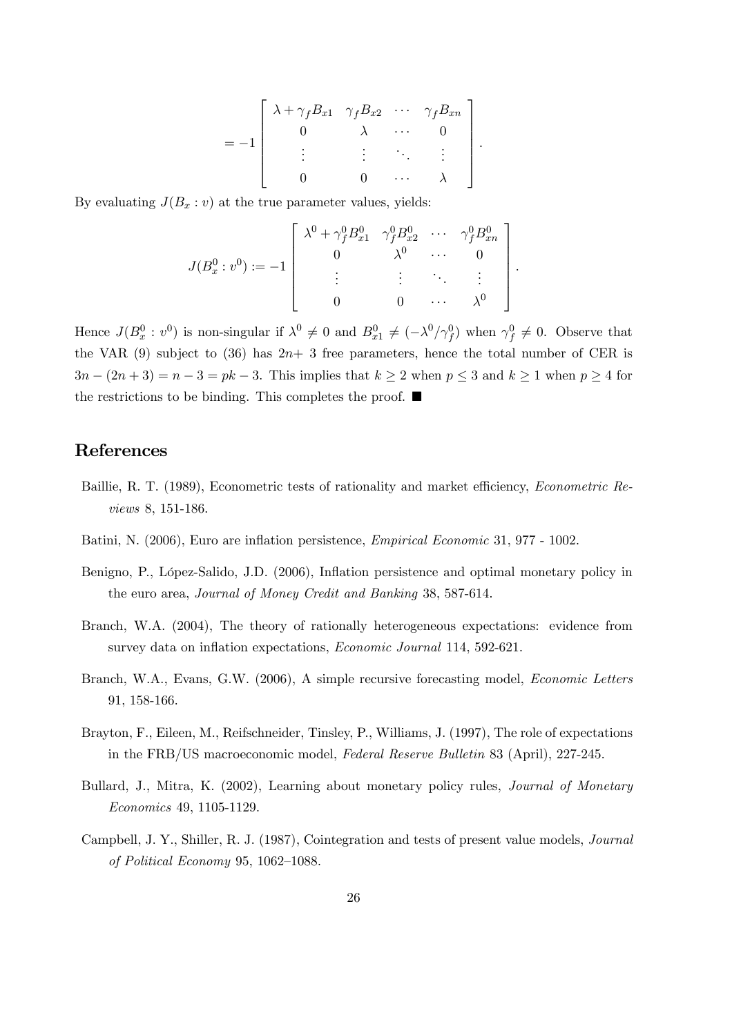$$= -1 \begin{bmatrix} \lambda + \gamma_f B_{x1} & \gamma_f B_{x2} & \cdots & \gamma_f B_{xn} \\ 0 & \lambda & \cdots & 0 \\ \vdots & \vdots & \ddots & \vdots \\ 0 & 0 & \cdots & \lambda \end{bmatrix}.$$

By evaluating $J(B_x : v)$ at the true parameter values, yields:

$$J(B_x^0 : v^0) := -1 \begin{bmatrix} \lambda^0 + \gamma_f^0 B_{x1}^0 & \gamma_f^0 B_{x2}^0 & \cdots & \gamma_f^0 B_{xn}^0 \\ 0 & \lambda^0 & \cdots & 0 \\ \vdots & \vdots & \ddots & \vdots \\ 0 & 0 & \cdots & \lambda^0 \end{bmatrix}.$$

Hence $J(B_x^0 : v^0)$ is non-singular if $\lambda^0 \neq 0$ and $B_{x1}^0 \neq (-\lambda^0/\gamma_f^0)$ when $\gamma_f^0 \neq 0$. Observe that the VAR (9) subject to (36) has $2n+$ 3 free parameters, hence the total number of CER is $3n - (2n+3) = n - 3 = pk - 3$. This implies that $k \geq 2$ when $p \leq 3$ and $k \geq 1$ when $p \geq 4$ for the restrictions to be binding. This completes the proof. ■

# References

Baillie, R. T. (1989), Econometric tests of rationality and market efficiency, *Econometric Reviews* 8, 151-186.

Batini, N. (2006), Euro are inflation persistence, *Empirical Economic* 31, 977 - 1002.

Benigno, P., López-Salido, J.D. (2006), Inflation persistence and optimal monetary policy in the euro area, *Journal of Money Credit and Banking* 38, 587-614.

Branch, W.A. (2004), The theory of rationally heterogeneous expectations: evidence from survey data on inflation expectations, *Economic Journal* 114, 592-621.

Branch, W.A., Evans, G.W. (2006), A simple recursive forecasting model, *Economic Letters* 91, 158-166.

Brayton, F., Eileen, M., Reifschneider, Tinsley, P., Williams, J. (1997), The role of expectations in the FRB/US macroeconomic model, *Federal Reserve Bulletin* 83 (April), 227-245.

Bullard, J., Mitra, K. (2002), Learning about monetary policy rules, *Journal of Monetary Economics* 49, 1105-1129.

Campbell, J. Y., Shiller, R. J. (1987), Cointegration and tests of present value models, *Journal of Political Economy* 95, 1062–1088.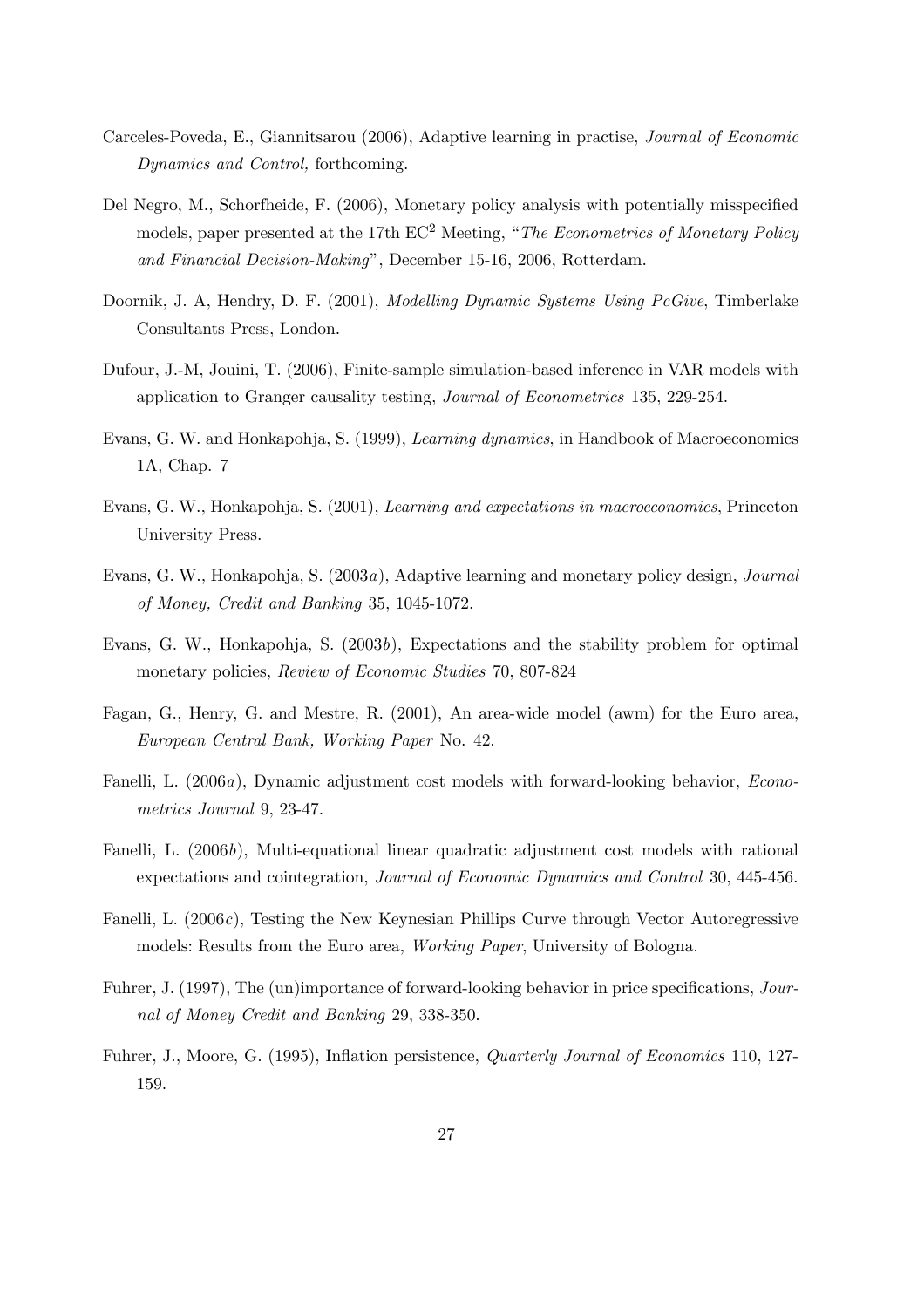Carceles-Poveda, E., Giannitsarou (2006), Adaptive learning in practise, *Journal of Economic Dynamics and Control,* forthcoming.

Del Negro, M., Schorfheide, F. (2006), Monetary policy analysis with potentially misspecified models, paper presented at the 17th $\text{EC}^2$ Meeting, "*The Econometrics of Monetary Policy and Financial Decision-Making*", December 15-16, 2006, Rotterdam.

Doornik, J. A, Hendry, D. F. (2001), *Modelling Dynamic Systems Using PcGive*, Timberlake Consultants Press, London.

Dufour, J.-M, Jouini, T. (2006), Finite-sample simulation-based inference in VAR models with application to Granger causality testing, *Journal of Econometrics* 135, 229-254.

Evans, G. W. and Honkapohja, S. (1999), *Learning dynamics*, in Handbook of Macroeconomics 1A, Chap. 7

Evans, G. W., Honkapohja, S. (2001), *Learning and expectations in macroeconomics*, Princeton University Press.

Evans, G. W., Honkapohja, S. (2003*a*), Adaptive learning and monetary policy design, *Journal of Money, Credit and Banking* 35, 1045-1072.

Evans, G. W., Honkapohja, S. (2003*b*), Expectations and the stability problem for optimal monetary policies, *Review of Economic Studies* 70, 807-824

Fagan, G., Henry, G. and Mestre, R. (2001), An area-wide model (awm) for the Euro area, *European Central Bank, Working Paper* No. 42.

Fanelli, L. (2006*a*), Dynamic adjustment cost models with forward-looking behavior, *Econometrics Journal* 9, 23-47.

Fanelli, L. (2006*b*), Multi-equational linear quadratic adjustment cost models with rational expectations and cointegration, *Journal of Economic Dynamics and Control* 30, 445-456.

Fanelli, L. (2006*c*), Testing the New Keynesian Phillips Curve through Vector Autoregressive models: Results from the Euro area, *Working Paper*, University of Bologna.

Fuhrer, J. (1997), The (un)importance of forward-looking behavior in price specifications, *Journal of Money Credit and Banking* 29, 338-350.

Fuhrer, J., Moore, G. (1995), Inflation persistence, *Quarterly Journal of Economics* 110, 127-159.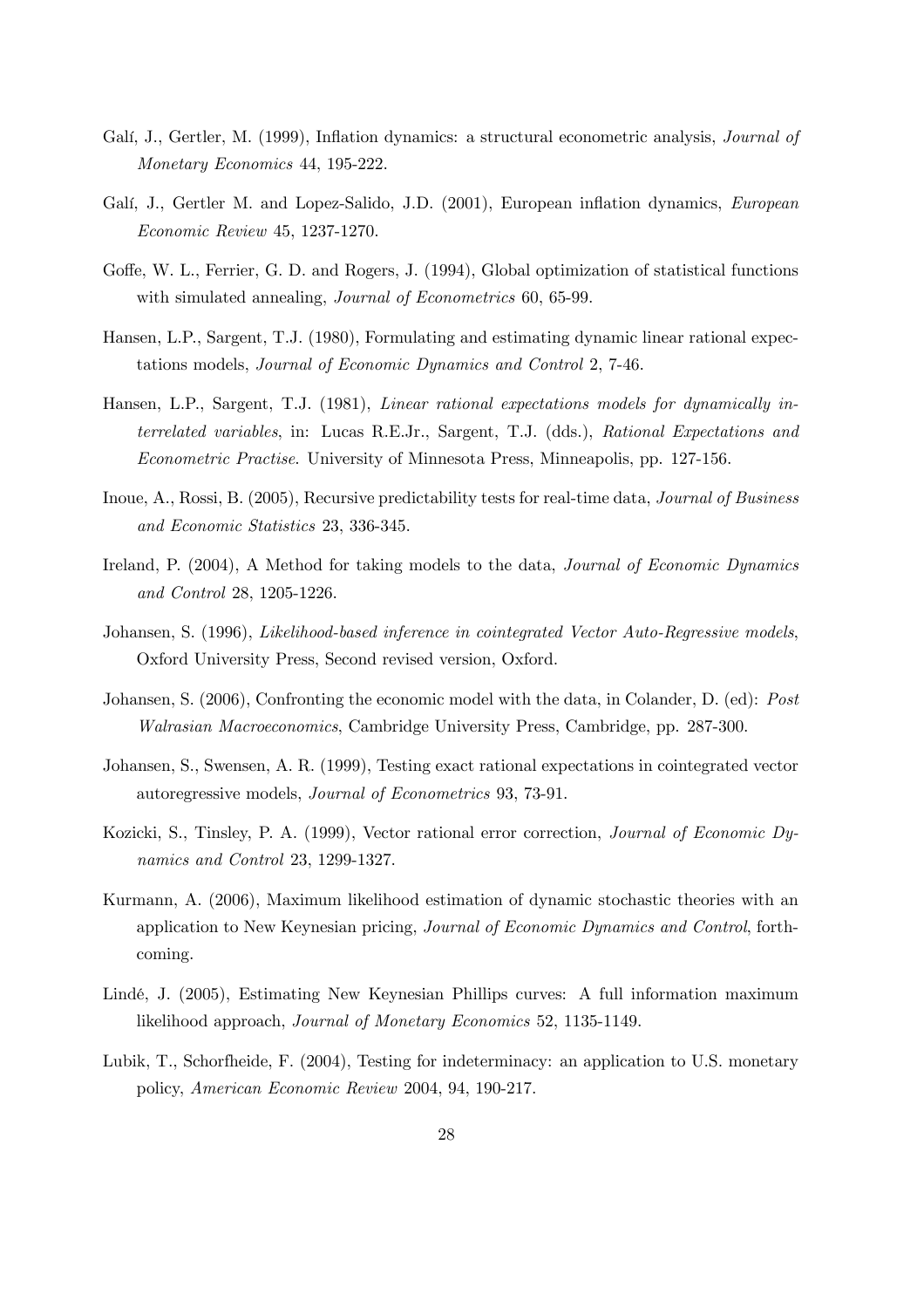Galí, J., Gertler, M. (1999), Inflation dynamics: a structural econometric analysis, *Journal of Monetary Economics* 44, 195-222.

Galí, J., Gertler M. and Lopez-Salido, J.D. (2001), European inflation dynamics, *European Economic Review* 45, 1237-1270.

Goffe, W. L., Ferrier, G. D. and Rogers, J. (1994), Global optimization of statistical functions with simulated annealing, *Journal of Econometrics* 60, 65-99.

Hansen, L.P., Sargent, T.J. (1980), Formulating and estimating dynamic linear rational expectations models, *Journal of Economic Dynamics and Control* 2, 7-46.

Hansen, L.P., Sargent, T.J. (1981), *Linear rational expectations models for dynamically interrelated variables*, in: Lucas R.E.Jr., Sargent, T.J. (dds.), *Rational Expectations and Econometric Practise*. University of Minnesota Press, Minneapolis, pp. 127-156.

Inoue, A., Rossi, B. (2005), Recursive predictability tests for real-time data, *Journal of Business and Economic Statistics* 23, 336-345.

Ireland, P. (2004), A Method for taking models to the data, *Journal of Economic Dynamics and Control* 28, 1205-1226.

Johansen, S. (1996), *Likelihood-based inference in cointegrated Vector Auto-Regressive models*, Oxford University Press, Second revised version, Oxford.

Johansen, S. (2006), Confronting the economic model with the data, in Colander, D. (ed): *Post Walrasian Macroeconomics*, Cambridge University Press, Cambridge, pp. 287-300.

Johansen, S., Swensen, A. R. (1999), Testing exact rational expectations in cointegrated vector autoregressive models, *Journal of Econometrics* 93, 73-91.

Kozicki, S., Tinsley, P. A. (1999), Vector rational error correction, *Journal of Economic Dynamics and Control* 23, 1299-1327.

Kurmann, A. (2006), Maximum likelihood estimation of dynamic stochastic theories with an application to New Keynesian pricing, *Journal of Economic Dynamics and Control*, forthcoming.

Lindé, J. (2005), Estimating New Keynesian Phillips curves: A full information maximum likelihood approach, *Journal of Monetary Economics* 52, 1135-1149.

Lubik, T., Schorfheide, F. (2004), Testing for indeterminacy: an application to U.S. monetary policy, *American Economic Review* 2004, 94, 190-217.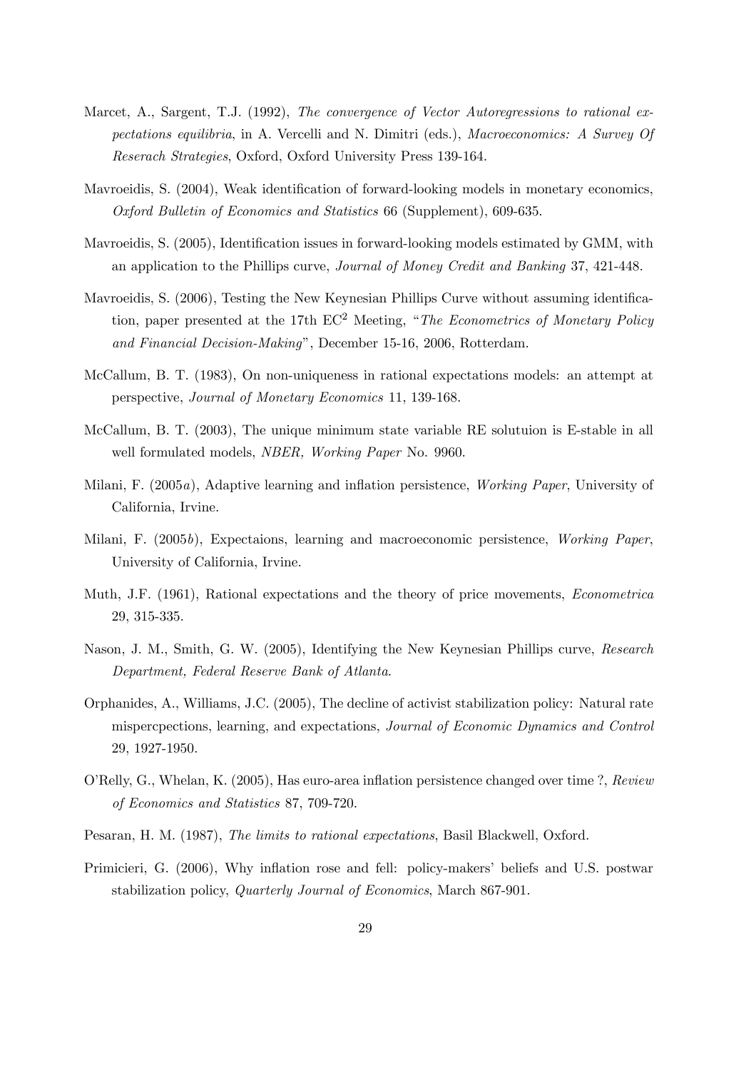Marcet, A., Sargent, T.J. (1992), *The convergence of Vector Autoregressions to rational expectations equilibria*, in A. Vercelli and N. Dimitri (eds.), *Macroeconomics: A Survey Of Reserach Strategies*, Oxford, Oxford University Press 139-164.

Mavroeidis, S. (2004), Weak identification of forward-looking models in monetary economics, *Oxford Bulletin of Economics and Statistics* 66 (Supplement), 609-635.

Mavroeidis, S. (2005), Identification issues in forward-looking models estimated by GMM, with an application to the Phillips curve, *Journal of Money Credit and Banking* 37, 421-448.

Mavroeidis, S. (2006), Testing the New Keynesian Phillips Curve without assuming identification, paper presented at the 17th $EC^2$ Meeting, "*The Econometrics of Monetary Policy and Financial Decision-Making*", December 15-16, 2006, Rotterdam.

McCallum, B. T. (1983), On non-uniqueness in rational expectations models: an attempt at perspective, *Journal of Monetary Economics* 11, 139-168.

McCallum, B. T. (2003), The unique minimum state variable RE solutuion is E-stable in all well formulated models, *NBER, Working Paper* No. 9960.

Milani, F. (2005*a*), Adaptive learning and inflation persistence, *Working Paper*, University of California, Irvine.

Milani, F. (2005*b*), Expectaions, learning and macroeconomic persistence, *Working Paper*, University of California, Irvine.

Muth, J.F. (1961), Rational expectations and the theory of price movements, *Econometrica* 29, 315-335.

Nason, J. M., Smith, G. W. (2005), Identifying the New Keynesian Phillips curve, *Research Department, Federal Reserve Bank of Atlanta*.

Orphanides, A., Williams, J.C. (2005), The decline of activist stabilization policy: Natural rate mispercpections, learning, and expectations, *Journal of Economic Dynamics and Control* 29, 1927-1950.

O'Relly, G., Whelan, K. (2005), Has euro-area inflation persistence changed over time ?, *Review of Economics and Statistics* 87, 709-720.

Pesaran, H. M. (1987), *The limits to rational expectations*, Basil Blackwell, Oxford.

Primicieri, G. (2006), Why inflation rose and fell: policy-makers' beliefs and U.S. postwar stabilization policy, *Quarterly Journal of Economics*, March 867-901.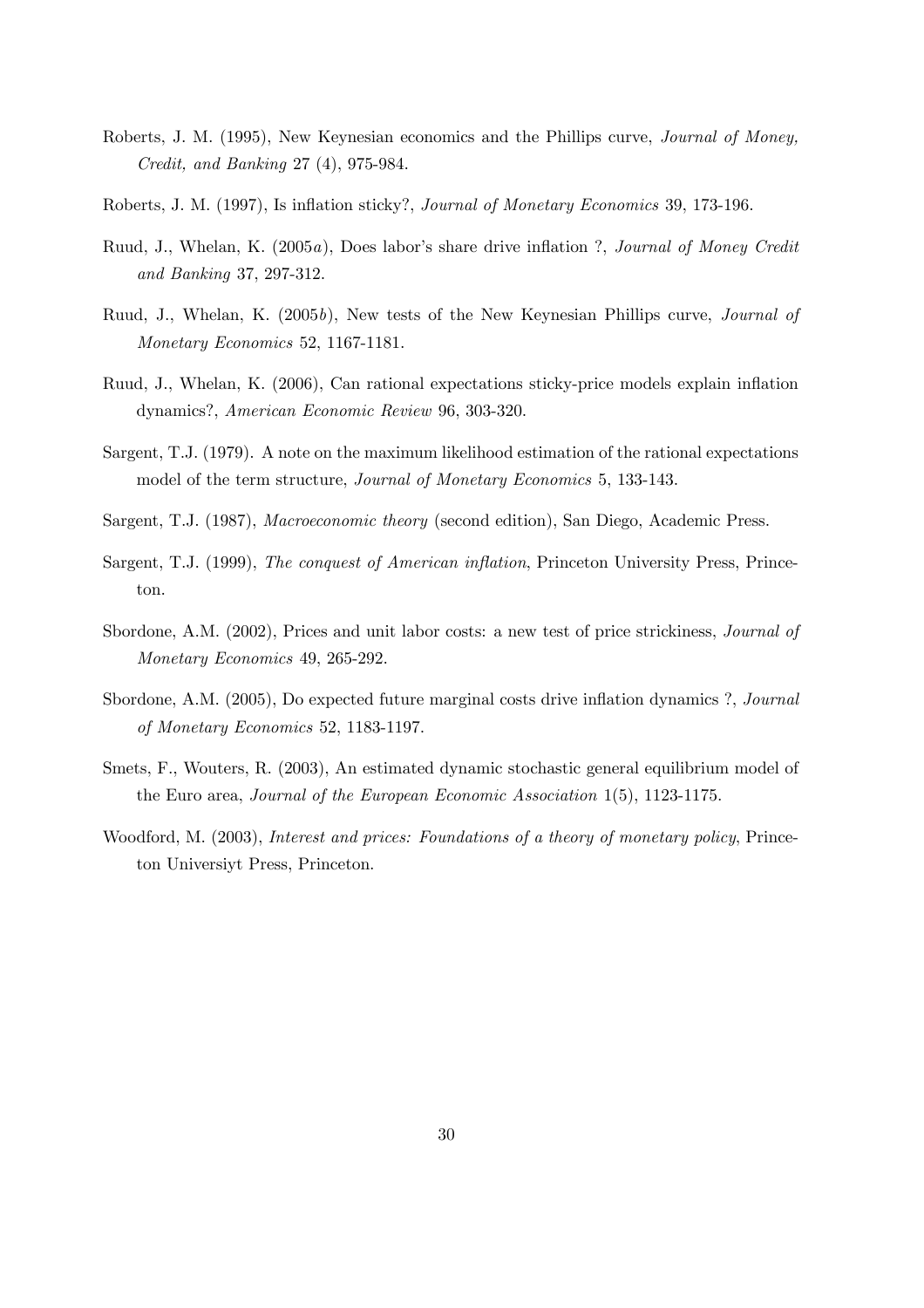Roberts, J. M. (1995), New Keynesian economics and the Phillips curve, *Journal of Money, Credit, and Banking* 27 (4), 975-984.

Roberts, J. M. (1997), Is inflation sticky?, *Journal of Monetary Economics* 39, 173-196.

Ruud, J., Whelan, K. (2005*a*), Does labor's share drive inflation ?, *Journal of Money Credit and Banking* 37, 297-312.

Ruud, J., Whelan, K. (2005*b*), New tests of the New Keynesian Phillips curve, *Journal of Monetary Economics* 52, 1167-1181.

Ruud, J., Whelan, K. (2006), Can rational expectations sticky-price models explain inflation dynamics?, *American Economic Review* 96, 303-320.

Sargent, T.J. (1979). A note on the maximum likelihood estimation of the rational expectations model of the term structure, *Journal of Monetary Economics* 5, 133-143.

Sargent, T.J. (1987), *Macroeconomic theory* (second edition), San Diego, Academic Press.

Sargent, T.J. (1999), *The conquest of American inflation*, Princeton University Press, Princeton.

Sbordone, A.M. (2002), Prices and unit labor costs: a new test of price strickiness, *Journal of Monetary Economics* 49, 265-292.

Sbordone, A.M. (2005), Do expected future marginal costs drive inflation dynamics ?, *Journal of Monetary Economics* 52, 1183-1197.

Smets, F., Wouters, R. (2003), An estimated dynamic stochastic general equilibrium model of the Euro area, *Journal of the European Economic Association* 1(5), 1123-1175.

Woodford, M. (2003), *Interest and prices: Foundations of a theory of monetary policy*, Princeton Universiyt Press, Princeton.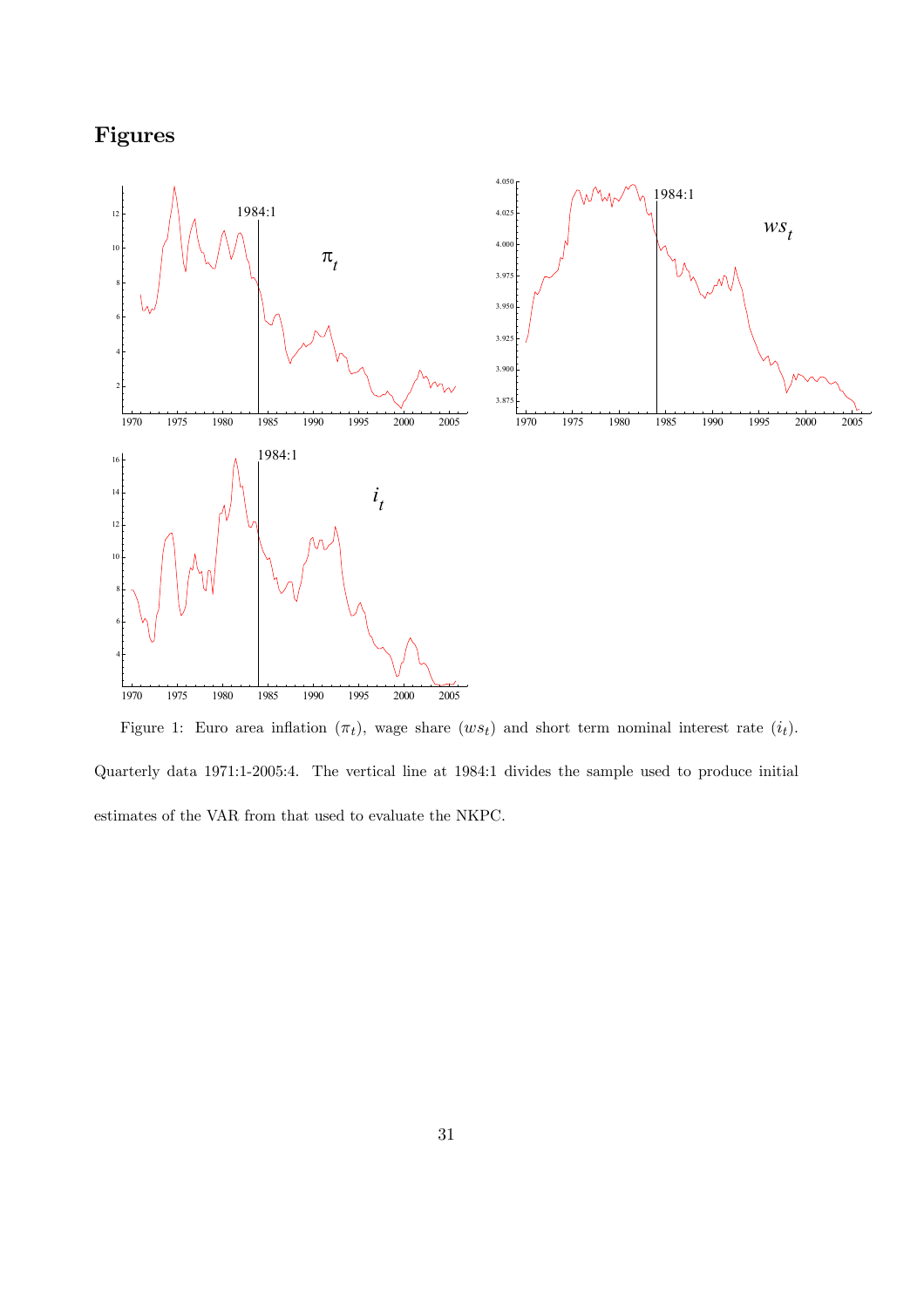# Figures

Figure 1: Euro area inflation ($\pi_t$), wage share ($ws_t$) and short term nominal interest rate ($i_t$). Quarterly data 1971:1-2005:4. The vertical line at 1984:1 divides the sample used to produce initial estimates of the VAR from that used to evaluate the NKPC.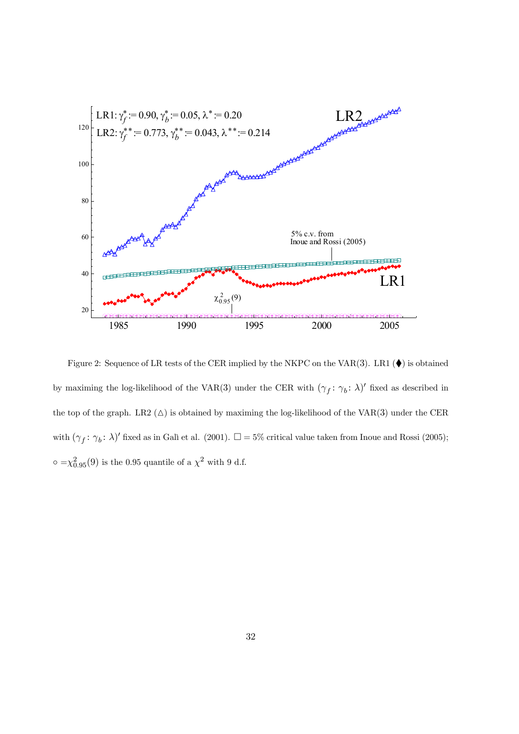Figure 2: Sequence of LR tests of the CER implied by the NKPC on the VAR(3). LR1 (♦) is obtained by maximing the log-likelihood of the VAR(3) under the CER with $(\gamma_f : \gamma_b : \lambda)'$ fixed as described in the top of the graph. LR2 (△) is obtained by maximing the log-likelihood of the VAR(3) under the CER with $(\gamma_f : \gamma_b : \lambda)'$ fixed as in Galì et al. (2001). □ = 5% critical value taken from Inoue and Rossi (2005); $\circ = \chi^2_{0.95}(9)$ is the 0.95 quantile of a $\chi^2$ with 9 d.f.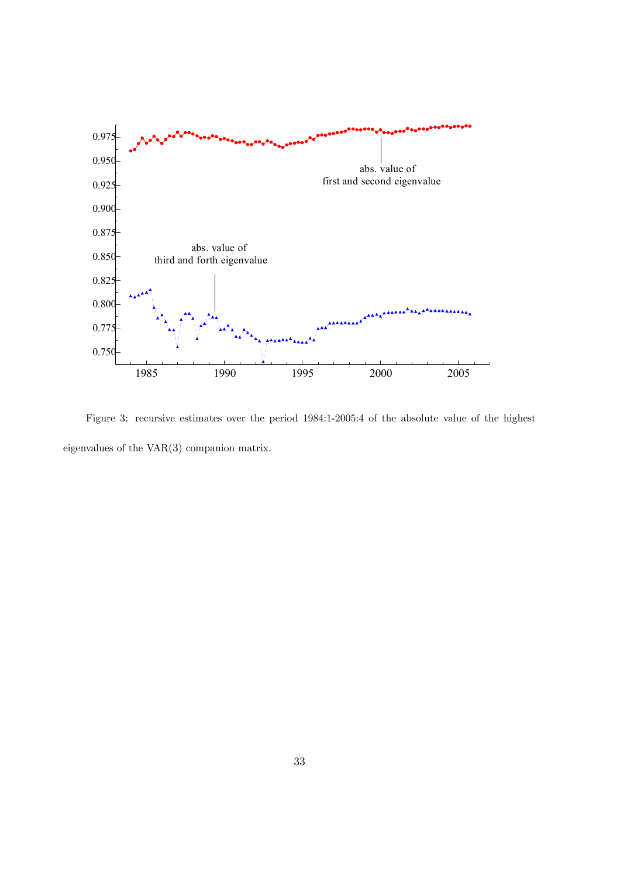Figure 3: recursive estimates over the period 1984:1-2005:4 of the absolute value of the highest eigenvalues of the VAR(3) companion matrix.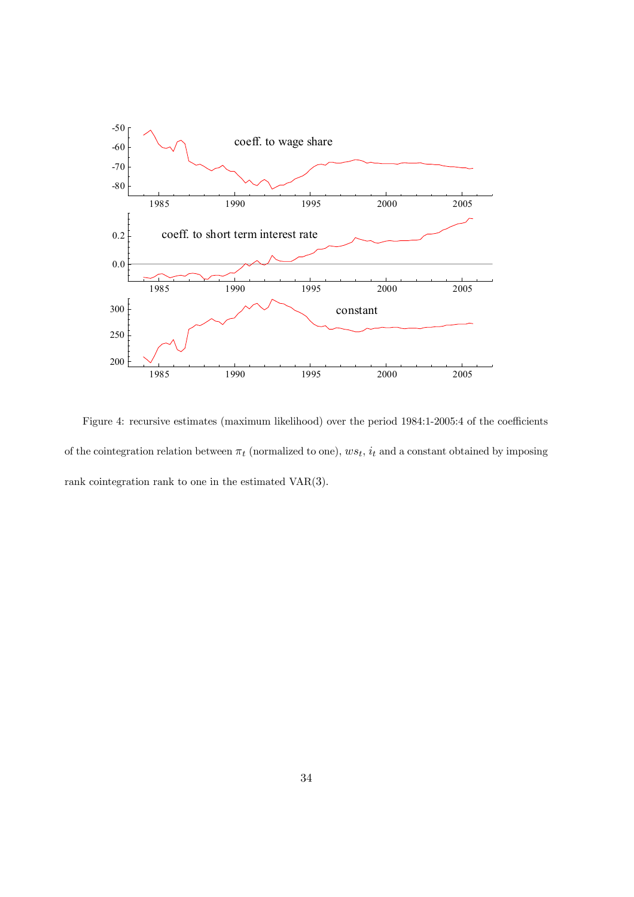Figure 4: recursive estimates (maximum likelihood) over the period 1984:1-2005:4 of the coefficients of the cointegration relation between $\pi_t$ (normalized to one), $ws_t$, $i_t$ and a constant obtained by imposing rank cointegration rank to one in the estimated VAR(3).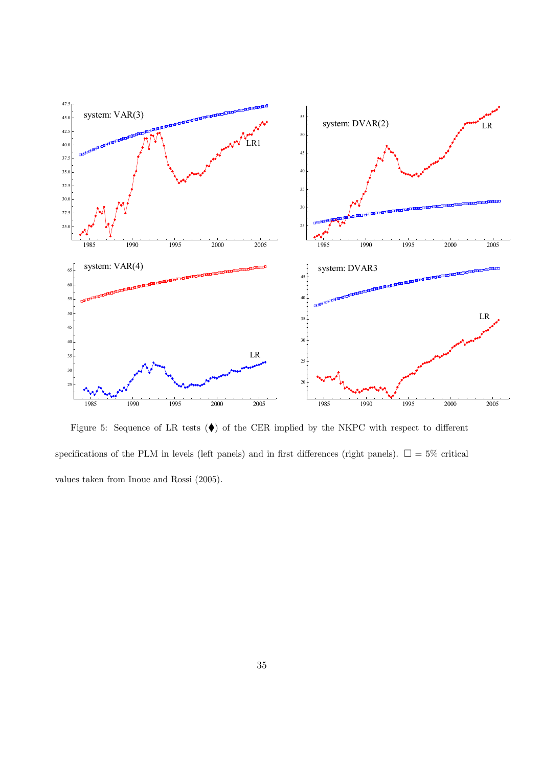Figure 5: Sequence of LR tests (⧫) of the CER implied by the NKPC with respect to different specifications of the PLM in levels (left panels) and in first differences (right panels). □ = 5% critical values taken from Inoue and Rossi (2005).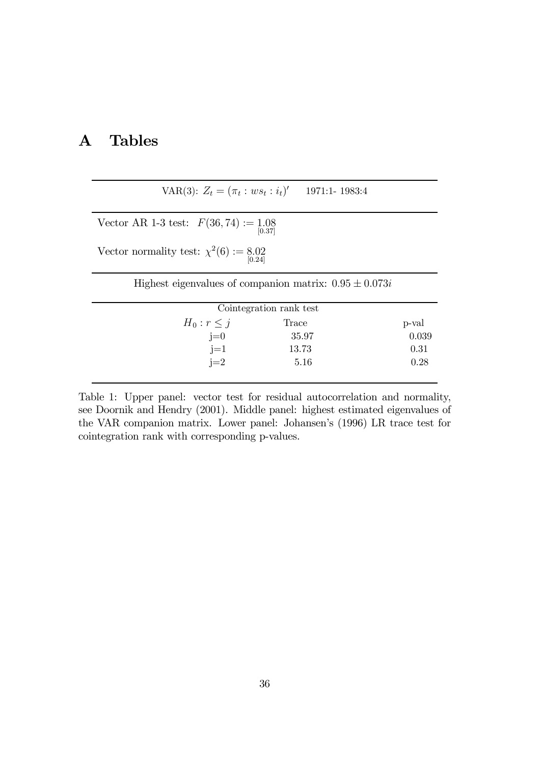# A Tables

| | | |
|---|---|---|
| VAR(3): $Z_t = (\pi_t : ws_t : i_t)'$ 1971:1- 1983:4 | | |
| Vector AR 1-3 test: $F(36, 74) := \underset{[0.37]}{1.08}$ | | |
| Vector normality test: $\chi^2(6) := \underset{[0.24]}{8.02}$ | | |
| Highest eigenvalues of companion matrix: $0.95 \pm 0.073i$ | | |
| Cointegration rank test | | |
| $H_0 : r \leq j$ | Trace | p-val |
| j=0 | 35.97 | 0.039 |
| j=1 | 13.73 | 0.31 |
| j=2 | 5.16 | 0.28 |

Table 1: Upper panel: vector test for residual autocorrelation and normality, see Doornik and Hendry (2001). Middle panel: highest estimated eigenvalues of the VAR companion matrix. Lower panel: Johansen's (1996) LR trace test for cointegration rank with corresponding p-values.